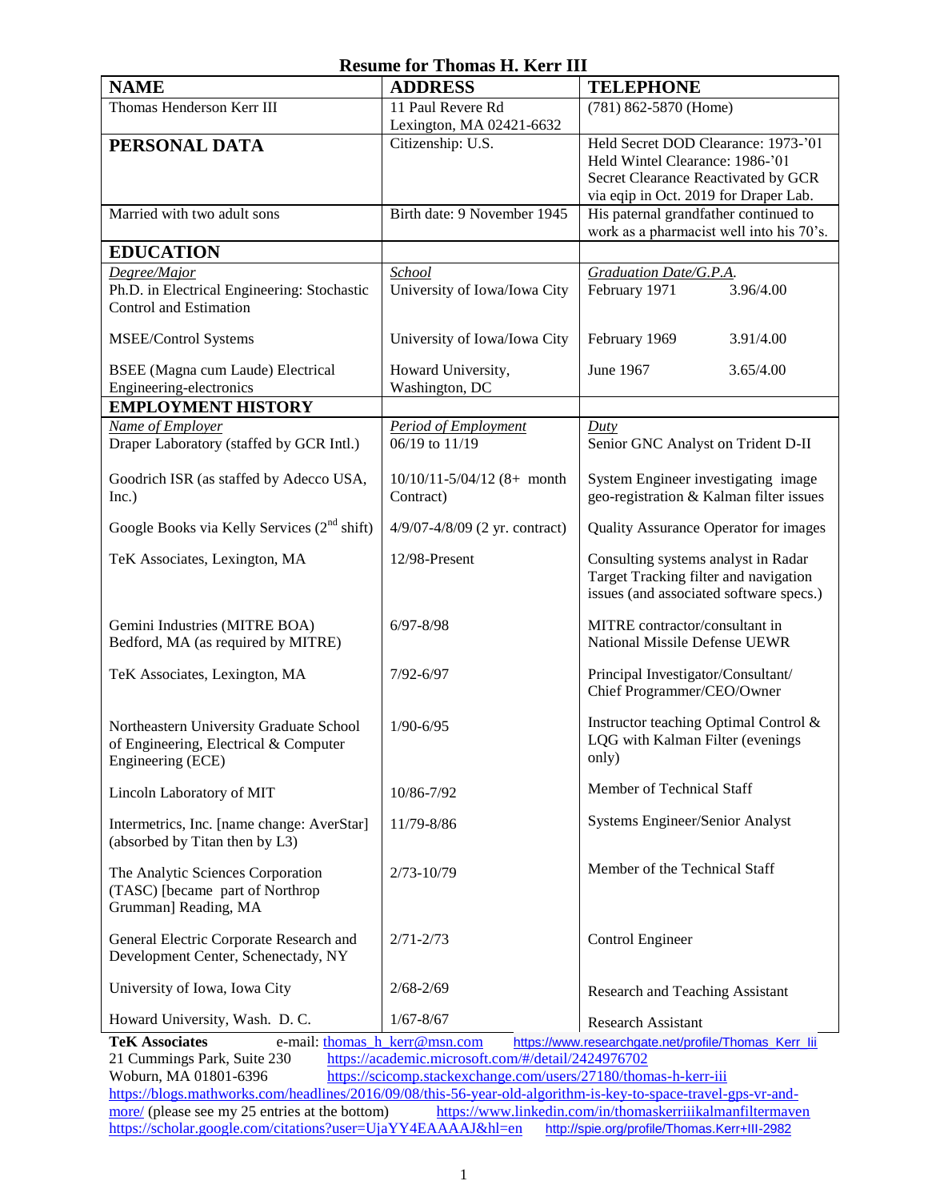# Resume for Thomas H. Kerr III

| NAME | ADDRESS | TELEPHONE |
|---|---|---|
| Thomas Henderson Kerr III | 11 Paul Revere Rd<br>Lexington, MA 02421-6632 | (781) 862-5870 (Home) |
| **PERSONAL DATA** | Citizenship: U.S. | Held Secret DOD Clearance: 1973-'01<br>Held Wintel Clearance: 1986-'01<br>Secret Clearance Reactivated by GCR via eqip in Oct. 2019 for Draper Lab. |
| Married with two adult sons | Birth date: 9 November 1945 | His paternal grandfather continued to work as a pharmacist well into his 70's. |
| **EDUCATION** | | |
| *Degree/Major* | *School* | *Graduation Date/G.P.A.* |
| Ph.D. in Electrical Engineering: Stochastic Control and Estimation | University of Iowa/Iowa City | February 1971 3.96/4.00 |
| MSEE/Control Systems | University of Iowa/Iowa City | February 1969 3.91/4.00 |
| BSEE (Magna cum Laude) Electrical Engineering-electronics | Howard University, Washington, DC | June 1967 3.65/4.00 |
| **EMPLOYMENT HISTORY** | | |
| *Name of Employer* | *Period of Employment* | *Duty* |
| Draper Laboratory (staffed by GCR Intl.) | 06/19 to 11/19 | Senior GNC Analyst on Trident D-II |
| Goodrich ISR (as staffed by Adecco USA, Inc.) | 10/10/11-5/04/12 (8+ month Contract) | System Engineer investigating image geo-registration & Kalman filter issues |
| Google Books via Kelly Services (2nd shift) | 4/9/07-4/8/09 (2 yr. contract) | Quality Assurance Operator for images |
| TeK Associates, Lexington, MA | 12/98-Present | Consulting systems analyst in Radar Target Tracking filter and navigation issues (and associated software specs.) |
| Gemini Industries (MITRE BOA) Bedford, MA (as required by MITRE) | 6/97-8/98 | MITRE contractor/consultant in National Missile Defense UEWR |
| TeK Associates, Lexington, MA | 7/92-6/97 | Principal Investigator/Consultant/ Chief Programmer/CEO/Owner |
| Northeastern University Graduate School of Engineering, Electrical & Computer Engineering (ECE) | 1/90-6/95 | Instructor teaching Optimal Control & LQG with Kalman Filter (evenings only) |
| Lincoln Laboratory of MIT | 10/86-7/92 | Member of Technical Staff |
| Intermetrics, Inc. [name change: AverStar] (absorbed by Titan then by L3) | 11/79-8/86 | Systems Engineer/Senior Analyst |
| The Analytic Sciences Corporation (TASC) [became part of Northrop Grumman] Reading, MA | 2/73-10/79 | Member of the Technical Staff |
| General Electric Corporate Research and Development Center, Schenectady, NY | 2/71-2/73 | Control Engineer |
| University of Iowa, Iowa City | 2/68-2/69 | Research and Teaching Assistant |
| Howard University, Wash. D. C. | 1/67-8/67 | Research Assistant |

**TeK Associates** e-mail: thomas_h_kerr@msn.com https://www.researchgate.net/profile/Thomas_Kerr_Iii
21 Cummings Park, Suite 230 https://academic.microsoft.com/#/detail/2424976702
Woburn, MA 01801-6396 https://scicomp.stackexchange.com/users/27180/thomas-h-kerr-iii
https://blogs.mathworks.com/headlines/2016/09/08/this-56-year-old-algorithm-is-key-to-space-travel-gps-vr-and-more/ (please see my 25 entries at the bottom) https://www.linkedin.com/in/thomaskerriiikalmanfiltermaven
https://scholar.google.com/citations?user=UjaYY4EAAAAJ&hl=en http://spie.org/profile/Thomas.Kerr+III-2982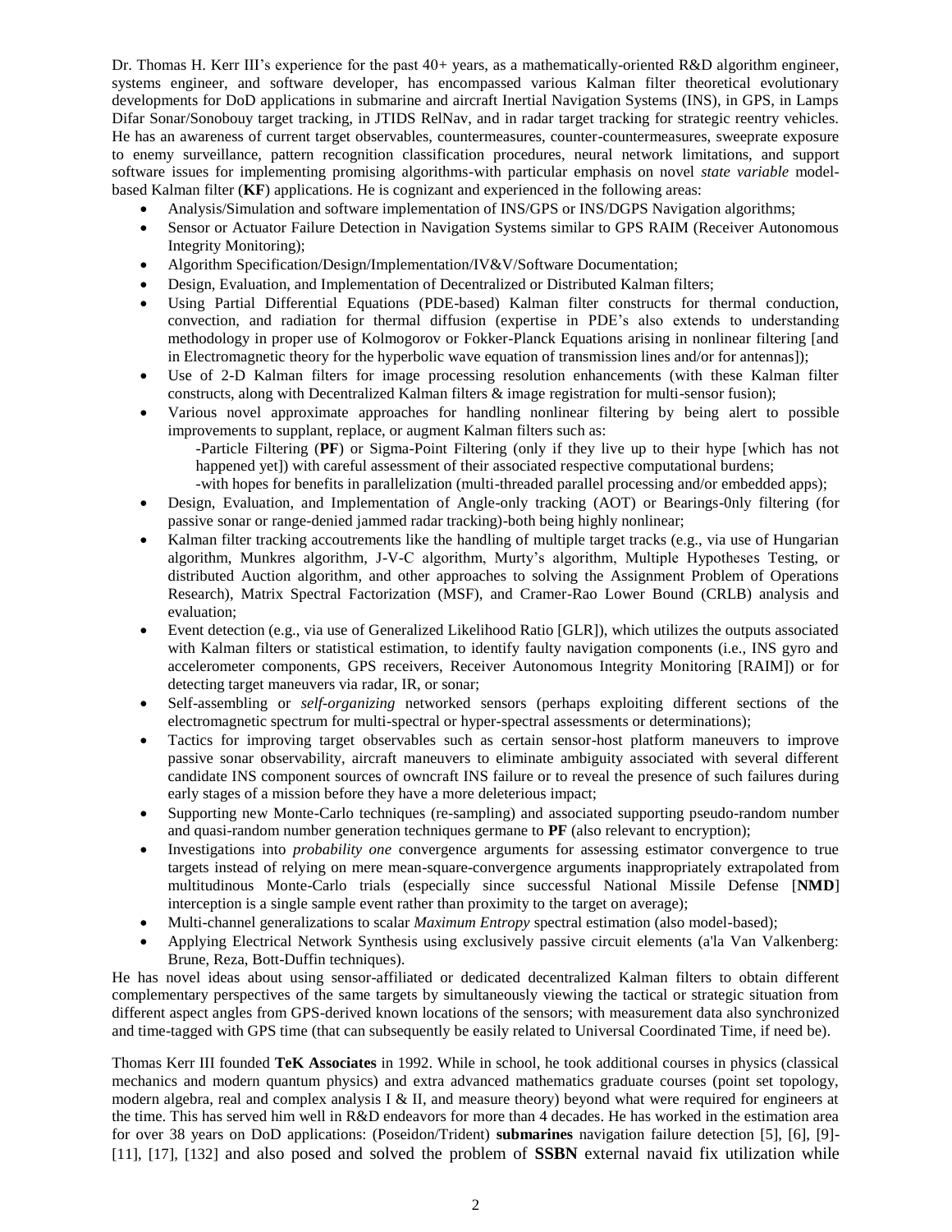Dr. Thomas H. Kerr III's experience for the past 40+ years, as a mathematically-oriented R&D algorithm engineer, systems engineer, and software developer, has encompassed various Kalman filter theoretical evolutionary developments for DoD applications in submarine and aircraft Inertial Navigation Systems (INS), in GPS, in Lamps Difar Sonar/Sonobouy target tracking, in JTIDS RelNav, and in radar target tracking for strategic reentry vehicles. He has an awareness of current target observables, countermeasures, counter-countermeasures, sweeprate exposure to enemy surveillance, pattern recognition classification procedures, neural network limitations, and support software issues for implementing promising algorithms-with particular emphasis on novel *state variable* model-based Kalman filter (**KF**) applications. He is cognizant and experienced in the following areas:

- Analysis/Simulation and software implementation of INS/GPS or INS/DGPS Navigation algorithms;
- Sensor or Actuator Failure Detection in Navigation Systems similar to GPS RAIM (Receiver Autonomous Integrity Monitoring);
- Algorithm Specification/Design/Implementation/IV&V/Software Documentation;
- Design, Evaluation, and Implementation of Decentralized or Distributed Kalman filters;
- Using Partial Differential Equations (PDE-based) Kalman filter constructs for thermal conduction, convection, and radiation for thermal diffusion (expertise in PDE's also extends to understanding methodology in proper use of Kolmogorov or Fokker-Planck Equations arising in nonlinear filtering [and in Electromagnetic theory for the hyperbolic wave equation of transmission lines and/or for antennas]);
- Use of 2-D Kalman filters for image processing resolution enhancements (with these Kalman filter constructs, along with Decentralized Kalman filters & image registration for multi-sensor fusion);
- Various novel approximate approaches for handling nonlinear filtering by being alert to possible improvements to supplant, replace, or augment Kalman filters such as:
  - -Particle Filtering (**PF**) or Sigma-Point Filtering (only if they live up to their hype [which has not happened yet]) with careful assessment of their associated respective computational burdens;
  - -with hopes for benefits in parallelization (multi-threaded parallel processing and/or embedded apps);
- Design, Evaluation, and Implementation of Angle-only tracking (AOT) or Bearings-0nly filtering (for passive sonar or range-denied jammed radar tracking)-both being highly nonlinear;
- Kalman filter tracking accoutrements like the handling of multiple target tracks (e.g., via use of Hungarian algorithm, Munkres algorithm, J-V-C algorithm, Murty's algorithm, Multiple Hypotheses Testing, or distributed Auction algorithm, and other approaches to solving the Assignment Problem of Operations Research), Matrix Spectral Factorization (MSF), and Cramer-Rao Lower Bound (CRLB) analysis and evaluation;
- Event detection (e.g., via use of Generalized Likelihood Ratio [GLR]), which utilizes the outputs associated with Kalman filters or statistical estimation, to identify faulty navigation components (i.e., INS gyro and accelerometer components, GPS receivers, Receiver Autonomous Integrity Monitoring [RAIM]) or for detecting target maneuvers via radar, IR, or sonar;
- Self-assembling or *self-organizing* networked sensors (perhaps exploiting different sections of the electromagnetic spectrum for multi-spectral or hyper-spectral assessments or determinations);
- Tactics for improving target observables such as certain sensor-host platform maneuvers to improve passive sonar observability, aircraft maneuvers to eliminate ambiguity associated with several different candidate INS component sources of owncraft INS failure or to reveal the presence of such failures during early stages of a mission before they have a more deleterious impact;
- Supporting new Monte-Carlo techniques (re-sampling) and associated supporting pseudo-random number and quasi-random number generation techniques germane to **PF** (also relevant to encryption);
- Investigations into *probability one* convergence arguments for assessing estimator convergence to true targets instead of relying on mere mean-square-convergence arguments inappropriately extrapolated from multitudinous Monte-Carlo trials (especially since successful National Missile Defense [**NMD**] interception is a single sample event rather than proximity to the target on average);
- Multi-channel generalizations to scalar *Maximum Entropy* spectral estimation (also model-based);
- Applying Electrical Network Synthesis using exclusively passive circuit elements (a'la Van Valkenberg: Brune, Reza, Bott-Duffin techniques).

He has novel ideas about using sensor-affiliated or dedicated decentralized Kalman filters to obtain different complementary perspectives of the same targets by simultaneously viewing the tactical or strategic situation from different aspect angles from GPS-derived known locations of the sensors; with measurement data also synchronized and time-tagged with GPS time (that can subsequently be easily related to Universal Coordinated Time, if need be).

Thomas Kerr III founded **TeK Associates** in 1992. While in school, he took additional courses in physics (classical mechanics and modern quantum physics) and extra advanced mathematics graduate courses (point set topology, modern algebra, real and complex analysis I & II, and measure theory) beyond what were required for engineers at the time. This has served him well in R&D endeavors for more than 4 decades. He has worked in the estimation area for over 38 years on DoD applications: (Poseidon/Trident) **submarines** navigation failure detection [5], [6], [9]-[11], [17], [132] and also posed and solved the problem of **SSBN** external navaid fix utilization while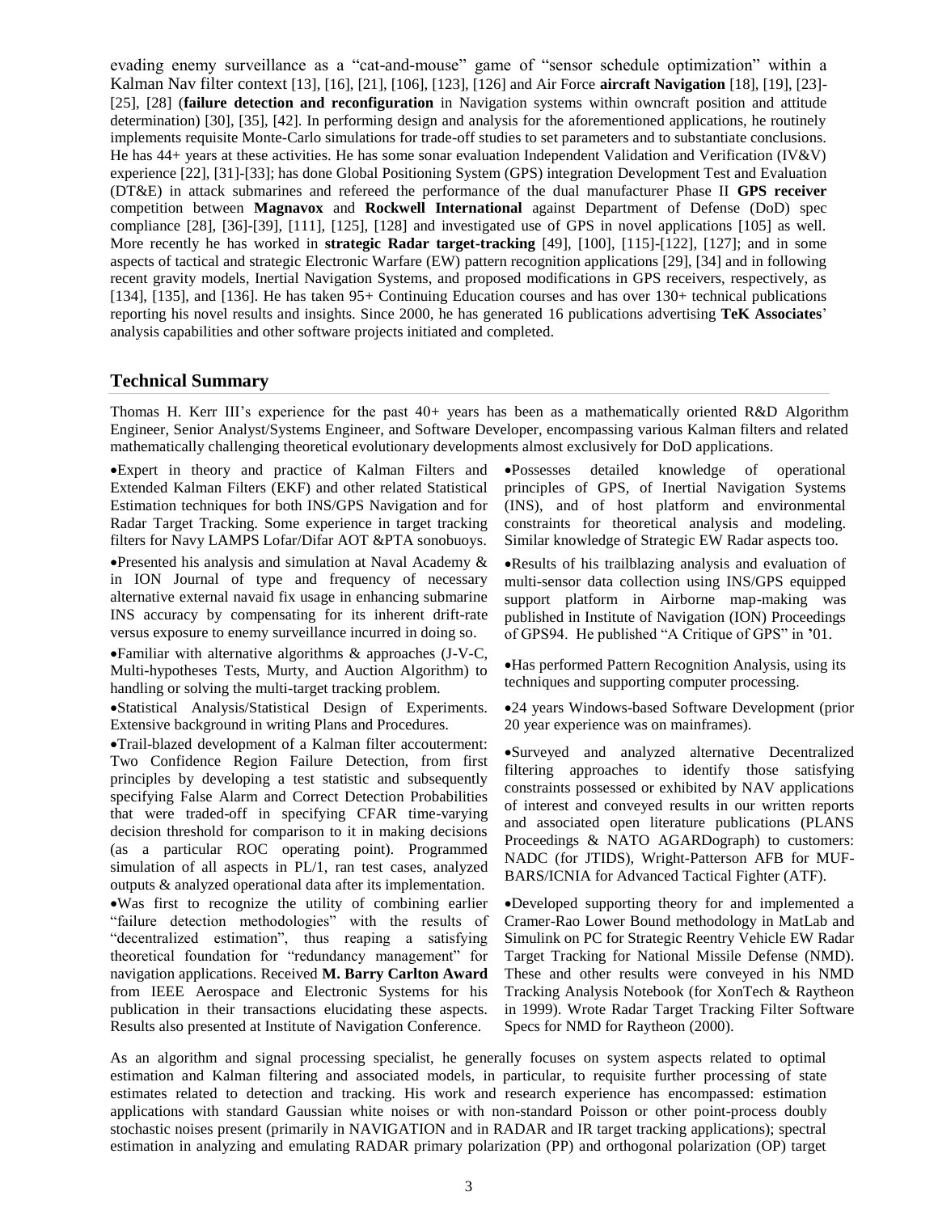evading enemy surveillance as a "cat-and-mouse" game of "sensor schedule optimization" within a Kalman Nav filter context [13], [16], [21], [106], [123], [126] and Air Force **aircraft Navigation** [18], [19], [23]-[25], [28] (**failure detection and reconfiguration** in Navigation systems within owncraft position and attitude determination) [30], [35], [42]. In performing design and analysis for the aforementioned applications, he routinely implements requisite Monte-Carlo simulations for trade-off studies to set parameters and to substantiate conclusions. He has 44+ years at these activities. He has some sonar evaluation Independent Validation and Verification (IV&V) experience [22], [31]-[33]; has done Global Positioning System (GPS) integration Development Test and Evaluation (DT&E) in attack submarines and refereed the performance of the dual manufacturer Phase II **GPS receiver** competition between **Magnavox** and **Rockwell International** against Department of Defense (DoD) spec compliance [28], [36]-[39], [111], [125], [128] and investigated use of GPS in novel applications [105] as well. More recently he has worked in **strategic Radar target-tracking** [49], [100], [115]-[122], [127]; and in some aspects of tactical and strategic Electronic Warfare (EW) pattern recognition applications [29], [34] and in following recent gravity models, Inertial Navigation Systems, and proposed modifications in GPS receivers, respectively, as [134], [135], and [136]. He has taken 95+ Continuing Education courses and has over 130+ technical publications reporting his novel results and insights. Since 2000, he has generated 16 publications advertising **TeK Associates**' analysis capabilities and other software projects initiated and completed.

## Technical Summary

Thomas H. Kerr III's experience for the past 40+ years has been as a mathematically oriented R&D Algorithm Engineer, Senior Analyst/Systems Engineer, and Software Developer, encompassing various Kalman filters and related mathematically challenging theoretical evolutionary developments almost exclusively for DoD applications.

- Expert in theory and practice of Kalman Filters and Extended Kalman Filters (EKF) and other related Statistical Estimation techniques for both INS/GPS Navigation and for Radar Target Tracking. Some experience in target tracking filters for Navy LAMPS Lofar/Difar AOT &PTA sonobuoys.
- Presented his analysis and simulation at Naval Academy & in ION Journal of type and frequency of necessary alternative external navaid fix usage in enhancing submarine INS accuracy by compensating for its inherent drift-rate versus exposure to enemy surveillance incurred in doing so.
- Familiar with alternative algorithms & approaches (J-V-C, Multi-hypotheses Tests, Murty, and Auction Algorithm) to handling or solving the multi-target tracking problem.
- Statistical Analysis/Statistical Design of Experiments. Extensive background in writing Plans and Procedures.
- Trail-blazed development of a Kalman filter accouterment: Two Confidence Region Failure Detection, from first principles by developing a test statistic and subsequently specifying False Alarm and Correct Detection Probabilities that were traded-off in specifying CFAR time-varying decision threshold for comparison to it in making decisions (as a particular ROC operating point). Programmed simulation of all aspects in PL/1, ran test cases, analyzed outputs & analyzed operational data after its implementation.
- Was first to recognize the utility of combining earlier "failure detection methodologies" with the results of "decentralized estimation", thus reaping a satisfying theoretical foundation for "redundancy management" for navigation applications. Received **M. Barry Carlton Award** from IEEE Aerospace and Electronic Systems for his publication in their transactions elucidating these aspects. Results also presented at Institute of Navigation Conference.
- Possesses detailed knowledge of operational principles of GPS, of Inertial Navigation Systems (INS), and of host platform and environmental constraints for theoretical analysis and modeling. Similar knowledge of Strategic EW Radar aspects too.
- Results of his trailblazing analysis and evaluation of multi-sensor data collection using INS/GPS equipped support platform in Airborne map-making was published in Institute of Navigation (ION) Proceedings of GPS94. He published "A Critique of GPS" in '01.
- Has performed Pattern Recognition Analysis, using its techniques and supporting computer processing.
- 24 years Windows-based Software Development (prior 20 year experience was on mainframes).
- Surveyed and analyzed alternative Decentralized filtering approaches to identify those satisfying constraints possessed or exhibited by NAV applications of interest and conveyed results in our written reports and associated open literature publications (PLANS Proceedings & NATO AGARDograph) to customers: NADC (for JTIDS), Wright-Patterson AFB for MUF-BARS/ICNIA for Advanced Tactical Fighter (ATF).
- Developed supporting theory for and implemented a Cramer-Rao Lower Bound methodology in MatLab and Simulink on PC for Strategic Reentry Vehicle EW Radar Target Tracking for National Missile Defense (NMD). These and other results were conveyed in his NMD Tracking Analysis Notebook (for XonTech & Raytheon in 1999). Wrote Radar Target Tracking Filter Software Specs for NMD for Raytheon (2000).

As an algorithm and signal processing specialist, he generally focuses on system aspects related to optimal estimation and Kalman filtering and associated models, in particular, to requisite further processing of state estimates related to detection and tracking. His work and research experience has encompassed: estimation applications with standard Gaussian white noises or with non-standard Poisson or other point-process doubly stochastic noises present (primarily in NAVIGATION and in RADAR and IR target tracking applications); spectral estimation in analyzing and emulating RADAR primary polarization (PP) and orthogonal polarization (OP) target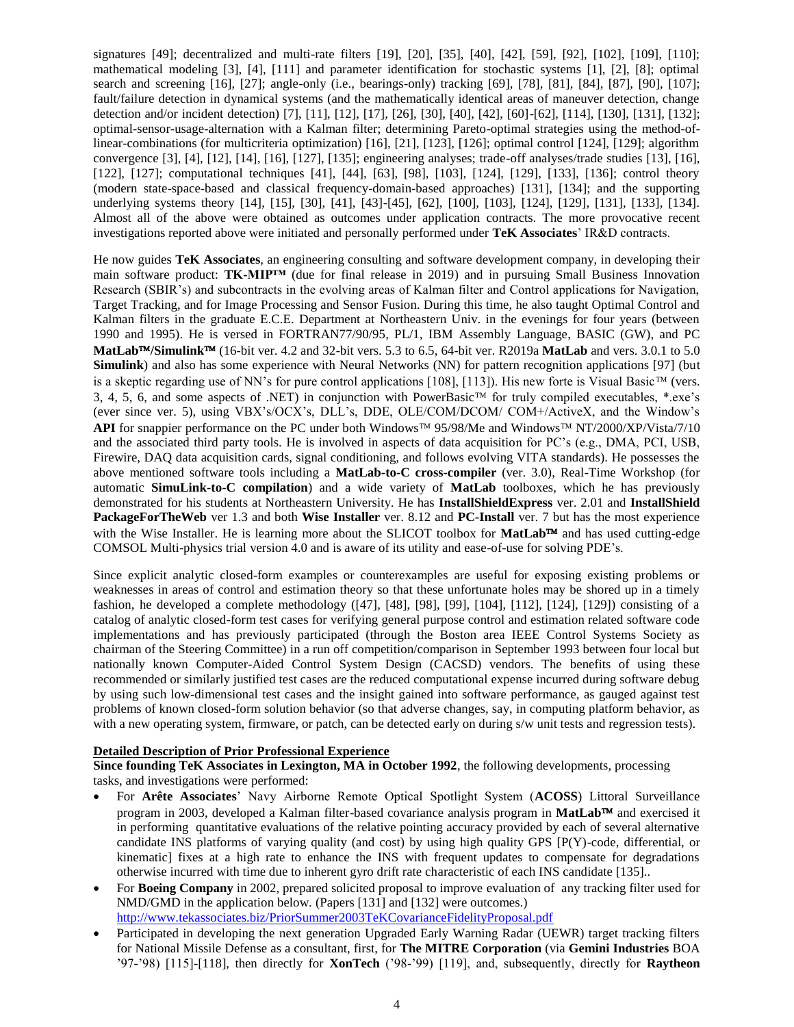signatures [49]; decentralized and multi-rate filters [19], [20], [35], [40], [42], [59], [92], [102], [109], [110]; mathematical modeling [3], [4], [111] and parameter identification for stochastic systems [1], [2], [8]; optimal search and screening [16], [27]; angle-only (i.e., bearings-only) tracking [69], [78], [81], [84], [87], [90], [107]; fault/failure detection in dynamical systems (and the mathematically identical areas of maneuver detection, change detection and/or incident detection) [7], [11], [12], [17], [26], [30], [40], [42], [60]-[62], [114], [130], [131], [132]; optimal-sensor-usage-alternation with a Kalman filter; determining Pareto-optimal strategies using the method-of-linear-combinations (for multicriteria optimization) [16], [21], [123], [126]; optimal control [124], [129]; algorithm convergence [3], [4], [12], [14], [16], [127], [135]; engineering analyses; trade-off analyses/trade studies [13], [16], [122], [127]; computational techniques [41], [44], [63], [98], [103], [124], [129], [133], [136]; control theory (modern state-space-based and classical frequency-domain-based approaches) [131], [134]; and the supporting underlying systems theory [14], [15], [30], [41], [43]-[45], [62], [100], [103], [124], [129], [131], [133], [134]. Almost all of the above were obtained as outcomes under application contracts. The more provocative recent investigations reported above were initiated and personally performed under **TeK Associates**' IR&D contracts.

He now guides **TeK Associates**, an engineering consulting and software development company, in developing their main software product: **TK-MIP™** (due for final release in 2019) and in pursuing Small Business Innovation Research (SBIR's) and subcontracts in the evolving areas of Kalman filter and Control applications for Navigation, Target Tracking, and for Image Processing and Sensor Fusion. During this time, he also taught Optimal Control and Kalman filters in the graduate E.C.E. Department at Northeastern Univ. in the evenings for four years (between 1990 and 1995). He is versed in FORTRAN77/90/95, PL/1, IBM Assembly Language, BASIC (GW), and PC **MatLab™/Simulink™** (16-bit ver. 4.2 and 32-bit vers. 5.3 to 6.5, 64-bit ver. R2019a **MatLab** and vers. 3.0.1 to 5.0 **Simulink**) and also has some experience with Neural Networks (NN) for pattern recognition applications [97] (but is a skeptic regarding use of NN's for pure control applications [108], [113]). His new forte is Visual Basic™ (vers. 3, 4, 5, 6, and some aspects of .NET) in conjunction with PowerBasic™ for truly compiled executables, *.exe's (ever since ver. 5), using VBX's/OCX's, DLL's, DDE, OLE/COM/DCOM/ COM+/ActiveX, and the Window's **API** for snappier performance on the PC under both Windows™ 95/98/Me and Windows™ NT/2000/XP/Vista/7/10 and the associated third party tools. He is involved in aspects of data acquisition for PC's (e.g., DMA, PCI, USB, Firewire, DAQ data acquisition cards, signal conditioning, and follows evolving VITA standards). He possesses the above mentioned software tools including a **MatLab-to-C cross-compiler** (ver. 3.0), Real-Time Workshop (for automatic **SimuLink-to-C compilation**) and a wide variety of **MatLab** toolboxes, which he has previously demonstrated for his students at Northeastern University. He has **InstallShieldExpress** ver. 2.01 and **InstallShield PackageForTheWeb** ver 1.3 and both **Wise Installer** ver. 8.12 and **PC-Install** ver. 7 but has the most experience with the Wise Installer. He is learning more about the SLICOT toolbox for **MatLab™** and has used cutting-edge COMSOL Multi-physics trial version 4.0 and is aware of its utility and ease-of-use for solving PDE's.

Since explicit analytic closed-form examples or counterexamples are useful for exposing existing problems or weaknesses in areas of control and estimation theory so that these unfortunate holes may be shored up in a timely fashion, he developed a complete methodology ([47], [48], [98], [99], [104], [112], [124], [129]) consisting of a catalog of analytic closed-form test cases for verifying general purpose control and estimation related software code implementations and has previously participated (through the Boston area IEEE Control Systems Society as chairman of the Steering Committee) in a run off competition/comparison in September 1993 between four local but nationally known Computer-Aided Control System Design (CACSD) vendors. The benefits of using these recommended or similarly justified test cases are the reduced computational expense incurred during software debug by using such low-dimensional test cases and the insight gained into software performance, as gauged against test problems of known closed-form solution behavior (so that adverse changes, say, in computing platform behavior, as with a new operating system, firmware, or patch, can be detected early on during s/w unit tests and regression tests).

**Detailed Description of Prior Professional Experience**

**Since founding TeK Associates in Lexington, MA in October 1992**, the following developments, processing tasks, and investigations were performed:

- For **Arête Associates**' Navy Airborne Remote Optical Spotlight System (**ACOSS**) Littoral Surveillance program in 2003, developed a Kalman filter-based covariance analysis program in **MatLab™** and exercised it in performing quantitative evaluations of the relative pointing accuracy provided by each of several alternative candidate INS platforms of varying quality (and cost) by using high quality GPS [P(Y)-code, differential, or kinematic] fixes at a high rate to enhance the INS with frequent updates to compensate for degradations otherwise incurred with time due to inherent gyro drift rate characteristic of each INS candidate [135]..
- For **Boeing Company** in 2002, prepared solicited proposal to improve evaluation of any tracking filter used for NMD/GMD in the application below. (Papers [131] and [132] were outcomes.) http://www.tekassociates.biz/PriorSummer2003TeKCovarianceFidelityProposal.pdf
- Participated in developing the next generation Upgraded Early Warning Radar (UEWR) target tracking filters for National Missile Defense as a consultant, first, for **The MITRE Corporation** (via **Gemini Industries** BOA '97-'98) [115]-[118], then directly for **XonTech** ('98-'99) [119], and, subsequently, directly for **Raytheon**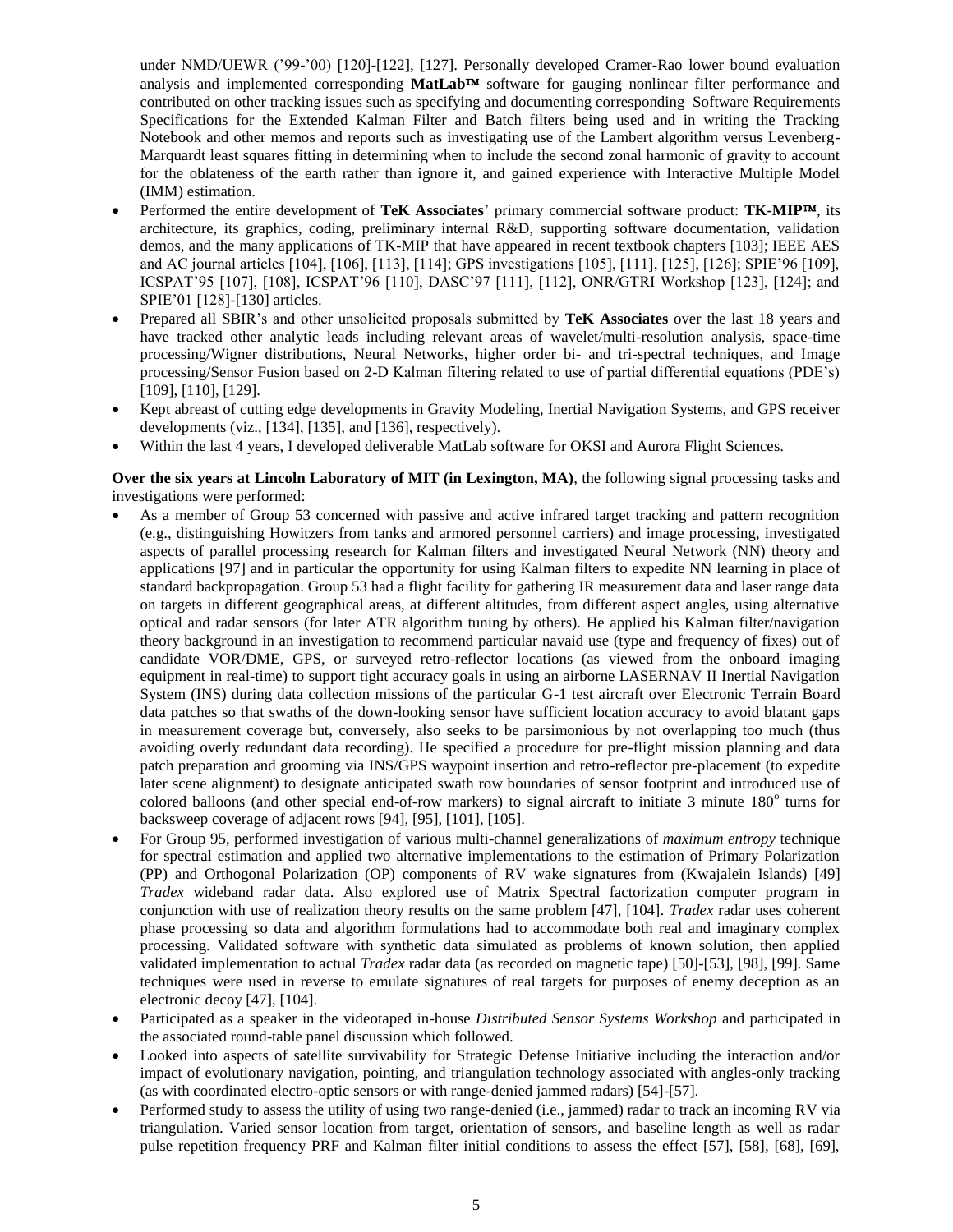under NMD/UEWR ('99-'00) [120]-[122], [127]. Personally developed Cramer-Rao lower bound evaluation analysis and implemented corresponding **MatLab™** software for gauging nonlinear filter performance and contributed on other tracking issues such as specifying and documenting corresponding Software Requirements Specifications for the Extended Kalman Filter and Batch filters being used and in writing the Tracking Notebook and other memos and reports such as investigating use of the Lambert algorithm versus Levenberg-Marquardt least squares fitting in determining when to include the second zonal harmonic of gravity to account for the oblateness of the earth rather than ignore it, and gained experience with Interactive Multiple Model (IMM) estimation.

- Performed the entire development of **TeK Associates**' primary commercial software product: **TK-MIP™**, its architecture, its graphics, coding, preliminary internal R&D, supporting software documentation, validation demos, and the many applications of TK-MIP that have appeared in recent textbook chapters [103]; IEEE AES and AC journal articles [104], [106], [113], [114]; GPS investigations [105], [111], [125], [126]; SPIE'96 [109], ICSPAT'95 [107], [108], ICSPAT'96 [110], DASC'97 [111], [112], ONR/GTRI Workshop [123], [124]; and SPIE'01 [128]-[130] articles.
- Prepared all SBIR's and other unsolicited proposals submitted by **TeK Associates** over the last 18 years and have tracked other analytic leads including relevant areas of wavelet/multi-resolution analysis, space-time processing/Wigner distributions, Neural Networks, higher order bi- and tri-spectral techniques, and Image processing/Sensor Fusion based on 2-D Kalman filtering related to use of partial differential equations (PDE's) [109], [110], [129].
- Kept abreast of cutting edge developments in Gravity Modeling, Inertial Navigation Systems, and GPS receiver developments (viz., [134], [135], and [136], respectively).
- Within the last 4 years, I developed deliverable MatLab software for OKSI and Aurora Flight Sciences.

**Over the six years at Lincoln Laboratory of MIT (in Lexington, MA)**, the following signal processing tasks and investigations were performed:

- As a member of Group 53 concerned with passive and active infrared target tracking and pattern recognition (e.g., distinguishing Howitzers from tanks and armored personnel carriers) and image processing, investigated aspects of parallel processing research for Kalman filters and investigated Neural Network (NN) theory and applications [97] and in particular the opportunity for using Kalman filters to expedite NN learning in place of standard backpropagation. Group 53 had a flight facility for gathering IR measurement data and laser range data on targets in different geographical areas, at different altitudes, from different aspect angles, using alternative optical and radar sensors (for later ATR algorithm tuning by others). He applied his Kalman filter/navigation theory background in an investigation to recommend particular navaid use (type and frequency of fixes) out of candidate VOR/DME, GPS, or surveyed retro-reflector locations (as viewed from the onboard imaging equipment in real-time) to support tight accuracy goals in using an airborne LASERNAV II Inertial Navigation System (INS) during data collection missions of the particular G-1 test aircraft over Electronic Terrain Board data patches so that swaths of the down-looking sensor have sufficient location accuracy to avoid blatant gaps in measurement coverage but, conversely, also seeks to be parsimonious by not overlapping too much (thus avoiding overly redundant data recording). He specified a procedure for pre-flight mission planning and data patch preparation and grooming via INS/GPS waypoint insertion and retro-reflector pre-placement (to expedite later scene alignment) to designate anticipated swath row boundaries of sensor footprint and introduced use of colored balloons (and other special end-of-row markers) to signal aircraft to initiate 3 minute $180^{o}$ turns for backsweep coverage of adjacent rows [94], [95], [101], [105].
- For Group 95, performed investigation of various multi-channel generalizations of *maximum entropy* technique for spectral estimation and applied two alternative implementations to the estimation of Primary Polarization (PP) and Orthogonal Polarization (OP) components of RV wake signatures from (Kwajalein Islands) [49] *Tradex* wideband radar data. Also explored use of Matrix Spectral factorization computer program in conjunction with use of realization theory results on the same problem [47], [104]. *Tradex* radar uses coherent phase processing so data and algorithm formulations has had to accommodate both real and imaginary complex processing. Validated software with synthetic data simulated as problems of known solution, then applied validated implementation to actual *Tradex* radar data (as recorded on magnetic tape) [50]-[53], [98], [99]. Same techniques were used in reverse to emulate signatures of real targets for purposes of enemy deception as an electronic decoy [47], [104].
- Participated as a speaker in the videotaped in-house *Distributed Sensor Systems Workshop* and participated in the associated round-table panel discussion which followed.
- Looked into aspects of satellite survivability for Strategic Defense Initiative including the interaction and/or impact of evolutionary navigation, pointing, and triangulation technology associated with angles-only tracking (as with coordinated electro-optic sensors or with range-denied jammed radars) [54]-[57].
- Performed study to assess the utility of using two range-denied (i.e., jammed) radar to track an incoming RV via triangulation. Varied sensor location from target, orientation of sensors, and baseline length as well as radar pulse repetition frequency PRF and Kalman filter initial conditions to assess the effect [57], [58], [68], [69],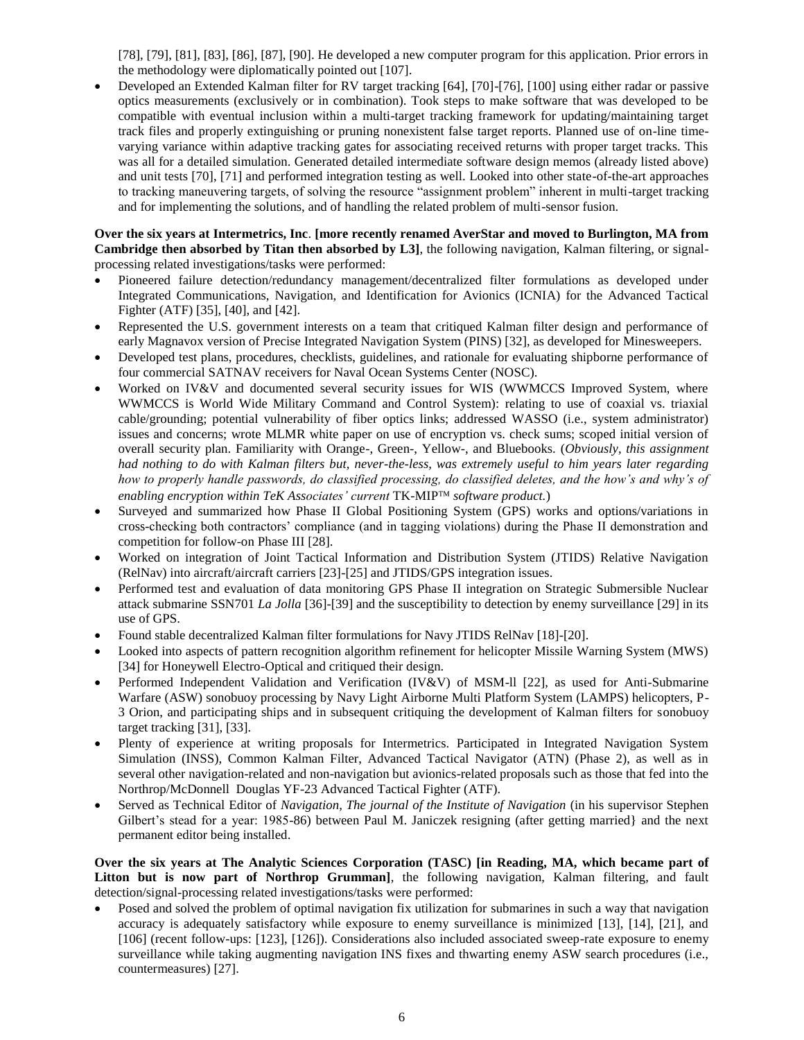[78], [79], [81], [83], [86], [87], [90]. He developed a new computer program for this application. Prior errors in the methodology were diplomatically pointed out [107].

- Developed an Extended Kalman filter for RV target tracking [64], [70]-[76], [100] using either radar or passive optics measurements (exclusively or in combination). Took steps to make software that was developed to be compatible with eventual inclusion within a multi-target tracking framework for updating/maintaining target track files and properly extinguishing or pruning nonexistent false target reports. Planned use of on-line time-varying variance within adaptive tracking gates for associating received returns with proper target tracks. This was all for a detailed simulation. Generated detailed intermediate software design memos (already listed above) and unit tests [70], [71] and performed integration testing as well. Looked into other state-of-the-art approaches to tracking maneuvering targets, of solving the resource "assignment problem" inherent in multi-target tracking and for implementing the solutions, and of handling the related problem of multi-sensor fusion.

**Over the six years at Intermetrics, Inc. [more recently renamed AverStar and moved to Burlington, MA from Cambridge then absorbed by Titan then absorbed by L3]**, the following navigation, Kalman filtering, or signal-processing related investigations/tasks were performed:

- Pioneered failure detection/redundancy management/decentralized filter formulations as developed under Integrated Communications, Navigation, and Identification for Avionics (ICNIA) for the Advanced Tactical Fighter (ATF) [35], [40], and [42].
- Represented the U.S. government interests on a team that critiqued Kalman filter design and performance of early Magnavox version of Precise Integrated Navigation System (PINS) [32], as developed for Minesweepers.
- Developed test plans, procedures, checklists, guidelines, and rationale for evaluating shipborne performance of four commercial SATNAV receivers for Naval Ocean Systems Center (NOSC).
- Worked on IV&V and documented several security issues for WIS (WWMCCS Improved System, where WWMCCS is World Wide Military Command and Control System): relating to use of coaxial vs. triaxial cable/grounding; potential vulnerability of fiber optics links; addressed WASSO (i.e., system administrator) issues and concerns; wrote MLMR white paper on use of encryption vs. check sums; scoped initial version of overall security plan. Familiarity with Orange-, Green-, Yellow-, and Bluebooks. (*Obviously, this assignment had nothing to do with Kalman filters but, never-the-less, was extremely useful to him years later regarding how to properly handle passwords, do classified processing, do classified deletes, and the how's and why's of enabling encryption within TeK Associates' current* TK-MIP™ *software product.*)
- Surveyed and summarized how Phase II Global Positioning System (GPS) works and options/variations in cross-checking both contractors' compliance (and in tagging violations) during the Phase II demonstration and competition for follow-on Phase III [28].
- Worked on integration of Joint Tactical Information and Distribution System (JTIDS) Relative Navigation (RelNav) into aircraft/aircraft carriers [23]-[25] and JTIDS/GPS integration issues.
- Performed test and evaluation of data monitoring GPS Phase II integration on Strategic Submersible Nuclear attack submarine SSN701 *La Jolla* [36]-[39] and the susceptibility to detection by enemy surveillance [29] in its use of GPS.
- Found stable decentralized Kalman filter formulations for Navy JTIDS RelNav [18]-[20].
- Looked into aspects of pattern recognition algorithm refinement for helicopter Missile Warning System (MWS) [34] for Honeywell Electro-Optical and critiqued their design.
- Performed Independent Validation and Verification (IV&V) of MSM-ll [22], as used for Anti-Submarine Warfare (ASW) sonobuoy processing by Navy Light Airborne Multi Platform System (LAMPS) helicopters, P-3 Orion, and participating ships and in subsequent critiquing the development of Kalman filters for sonobuoy target tracking [31], [33].
- Plenty of experience at writing proposals for Intermetrics. Participated in Integrated Navigation System Simulation (INSS), Common Kalman Filter, Advanced Tactical Navigator (ATN) (Phase 2), as well as in several other navigation-related and non-navigation but avionics-related proposals such as those that fed into the Northrop/McDonnell Douglas YF-23 Advanced Tactical Fighter (ATF).
- Served as Technical Editor of *Navigation, The journal of the Institute of Navigation* (in his supervisor Stephen Gilbert's stead for a year: 1985-86) between Paul M. Janiczek resigning (after getting married} and the next permanent editor being installed.

**Over the six years at The Analytic Sciences Corporation (TASC) [in Reading, MA, which became part of Litton but is now part of Northrop Grumman]**, the following navigation, Kalman filtering, and fault detection/signal-processing related investigations/tasks were performed:

- Posed and solved the problem of optimal navigation fix utilization for submarines in such a way that navigation accuracy is adequately satisfactory while exposure to enemy surveillance is minimized [13], [14], [21], and [106] (recent follow-ups: [123], [126]). Considerations also included associated sweep-rate exposure to enemy surveillance while taking augmenting navigation INS fixes and thwarting enemy ASW search procedures (i.e., countermeasures) [27].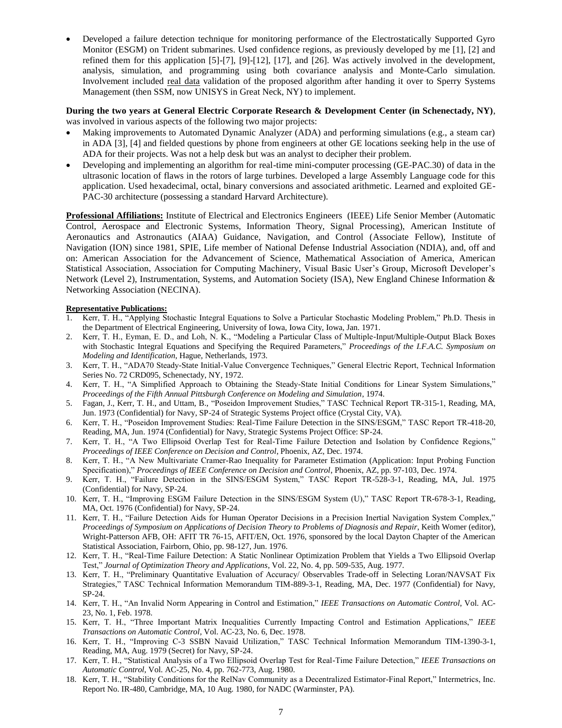- Developed a failure detection technique for monitoring performance of the Electrostatically Supported Gyro Monitor (ESGM) on Trident submarines. Used confidence regions, as previously developed by me [1], [2] and refined them for this application [5]-[7], [9]-[12], [17], and [26]. Was actively involved in the development, analysis, simulation, and programming using both covariance analysis and Monte-Carlo simulation. Involvement included real data validation of the proposed algorithm after handing it over to Sperry Systems Management (then SSM, now UNISYS in Great Neck, NY) to implement.

**During the two years at General Electric Corporate Research & Development Center (in Schenectady, NY)**, was involved in various aspects of the following two major projects:

- Making improvements to Automated Dynamic Analyzer (ADA) and performing simulations (e.g., a steam car) in ADA [3], [4] and fielded questions by phone from engineers at other GE locations seeking help in the use of ADA for their projects. Was not a help desk but was an analyst to decipher their problem.
- Developing and implementing an algorithm for real-time mini-computer processing (GE-PAC.30) of data in the ultrasonic location of flaws in the rotors of large turbines. Developed a large Assembly Language code for this application. Used hexadecimal, octal, binary conversions and associated arithmetic. Learned and exploited GE-PAC-30 architecture (possessing a standard Harvard Architecture).

**Professional Affiliations:** Institute of Electrical and Electronics Engineers (IEEE) Life Senior Member (Automatic Control, Aerospace and Electronic Systems, Information Theory, Signal Processing), American Institute of Aeronautics and Astronautics (AIAA) Guidance, Navigation, and Control (Associate Fellow), Institute of Navigation (ION) since 1981, SPIE, Life member of National Defense Industrial Association (NDIA), and, off and on: American Association for the Advancement of Science, Mathematical Association of America, American Statistical Association, Association for Computing Machinery, Visual Basic User's Group, Microsoft Developer's Network (Level 2), Instrumentation, Systems, and Automation Society (ISA), New England Chinese Information & Networking Association (NECINA).

**Representative Publications:**

1. Kerr, T. H., "Applying Stochastic Integral Equations to Solve a Particular Stochastic Modeling Problem," Ph.D. Thesis in the Department of Electrical Engineering, University of Iowa, Iowa City, Iowa, Jan. 1971.
2. Kerr, T. H., Eyman, E. D., and Loh, N. K., "Modeling a Particular Class of Multiple-Input/Multiple-Output Black Boxes with Stochastic Integral Equations and Specifying the Required Parameters," *Proceedings of the I.F.A.C. Symposium on Modeling and Identification*, Hague, Netherlands, 1973.
3. Kerr, T. H., "ADA70 Steady-State Initial-Value Convergence Techniques," General Electric Report, Technical Information Series No. 72 CRD095, Schenectady, NY, 1972.
4. Kerr, T. H., "A Simplified Approach to Obtaining the Steady-State Initial Conditions for Linear System Simulations," *Proceedings of the Fifth Annual Pittsburgh Conference on Modeling and Simulation*, 1974.
5. Fagan, J., Kerr, T. H., and Uttam, B., "Poseidon Improvement Studies," TASC Technical Report TR-315-1, Reading, MA, Jun. 1973 (Confidential) for Navy, SP-24 of Strategic Systems Project office (Crystal City, VA).
6. Kerr, T. H., "Poseidon Improvement Studies: Real-Time Failure Detection in the SINS/ESGM," TASC Report TR-418-20, Reading, MA, Jun. 1974 (Confidential) for Navy, Strategic Systems Project Office: SP-24.
7. Kerr, T. H., "A Two Ellipsoid Overlap Test for Real-Time Failure Detection and Isolation by Confidence Regions," *Proceedings of IEEE Conference on Decision and Control*, Phoenix, AZ, Dec. 1974.
8. Kerr, T. H., "A New Multivariate Cramer-Rao Inequality for Parameter Estimation (Application: Input Probing Function Specification)," *Proceedings of IEEE Conference on Decision and Control*, Phoenix, AZ, pp. 97-103, Dec. 1974.
9. Kerr, T. H., "Failure Detection in the SINS/ESGM System," TASC Report TR-528-3-1, Reading, MA, Jul. 1975 (Confidential) for Navy, SP-24.
10. Kerr, T. H., "Improving ESGM Failure Detection in the SINS/ESGM System (U)," TASC Report TR-678-3-1, Reading, MA, Oct. 1976 (Confidential) for Navy, SP-24.
11. Kerr, T. H., "Failure Detection Aids for Human Operator Decisions in a Precision Inertial Navigation System Complex," *Proceedings of Symposium on Applications of Decision Theory to Problems of Diagnosis and Repair*, Keith Womer (editor), Wright-Patterson AFB, OH: AFIT TR 76-15, AFIT/EN, Oct. 1976, sponsored by the local Dayton Chapter of the American Statistical Association, Fairborn, Ohio, pp. 98-127, Jun. 1976.
12. Kerr, T. H., "Real-Time Failure Detection: A Static Nonlinear Optimization Problem that Yields a Two Ellipsoid Overlap Test," *Journal of Optimization Theory and Applications*, Vol. 22, No. 4, pp. 509-535, Aug. 1977.
13. Kerr, T. H., "Preliminary Quantitative Evaluation of Accuracy/ Observables Trade-off in Selecting Loran/NAVSAT Fix Strategies," TASC Technical Information Memorandum TIM-889-3-1, Reading, MA, Dec. 1977 (Confidential) for Navy, SP-24.
14. Kerr, T. H., "An Invalid Norm Appearing in Control and Estimation," *IEEE Transactions on Automatic Control*, Vol. AC-23, No. 1, Feb. 1978.
15. Kerr, T. H., "Three Important Matrix Inequalities Currently Impacting Control and Estimation Applications," *IEEE Transactions on Automatic Control*, Vol. AC-23, No. 6, Dec. 1978.
16. Kerr, T. H., "Improving C-3 SSBN Navaid Utilization," TASC Technical Information Memorandum TIM-1390-3-1, Reading, MA, Aug. 1979 (Secret) for Navy, SP-24.
17. Kerr, T. H., "Statistical Analysis of a Two Ellipsoid Overlap Test for Real-Time Failure Detection," *IEEE Transactions on Automatic Control*, Vol. AC-25, No. 4, pp. 762-773, Aug. 1980.
18. Kerr, T. H., "Stability Conditions for the RelNav Community as a Decentralized Estimator-Final Report," Intermetrics, Inc. Report No. IR-480, Cambridge, MA, 10 Aug. 1980, for NADC (Warminster, PA).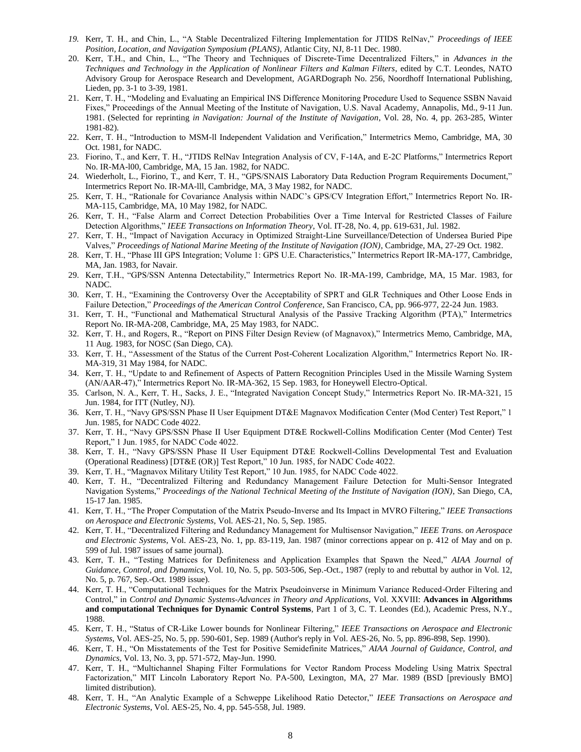19. Kerr, T. H., and Chin, L., "A Stable Decentralized Filtering Implementation for JTIDS RelNav," *Proceedings of IEEE Position, Location, and Navigation Symposium (PLANS)*, Atlantic City, NJ, 8-11 Dec. 1980.
20. Kerr, T.H., and Chin, L., "The Theory and Techniques of Discrete-Time Decentralized Filters," in *Advances in the Techniques and Technology in the Application of Nonlinear Filters and Kalman Filters*, edited by C.T. Leondes, NATO Advisory Group for Aerospace Research and Development, AGARDograph No. 256, Noordhoff International Publishing, Lieden, pp. 3-1 to 3-39, 1981.
21. Kerr, T. H., "Modeling and Evaluating an Empirical INS Difference Monitoring Procedure Used to Sequence SSBN Navaid Fixes," Proceedings of the Annual Meeting of the Institute of Navigation, U.S. Naval Academy, Annapolis, Md., 9-11 Jun. 1981. (Selected for reprinting *in Navigation: Journal of the Institute of Navigation*, Vol. 28, No. 4, pp. 263-285, Winter 1981-82).
22. Kerr, T. H., "Introduction to MSM-ll Independent Validation and Verification," Intermetrics Memo, Cambridge, MA, 30 Oct. 1981, for NADC.
23. Fiorino, T., and Kerr, T. H., "JTIDS RelNav Integration Analysis of CV, F-14A, and E-2C Platforms," Intermetrics Report No. IR-MA-l00, Cambridge, MA, 15 Jan. 1982, for NADC.
24. Wiederholt, L., Fiorino, T., and Kerr, T. H., "GPS/SNAIS Laboratory Data Reduction Program Requirements Document," Intermetrics Report No. IR-MA-lll, Cambridge, MA, 3 May 1982, for NADC.
25. Kerr, T. H., "Rationale for Covariance Analysis within NADC's GPS/CV Integration Effort," Intermetrics Report No. IR-MA-115, Cambridge, MA, 10 May 1982, for NADC.
26. Kerr, T. H., "False Alarm and Correct Detection Probabilities Over a Time Interval for Restricted Classes of Failure Detection Algorithms," *IEEE Transactions on Information Theory*, Vol. IT-28, No. 4, pp. 619-631, Jul. 1982.
27. Kerr, T. H., "Impact of Navigation Accuracy in Optimized Straight-Line Surveillance/Detection of Undersea Buried Pipe Valves," *Proceedings of National Marine Meeting of the Institute of Navigation (ION)*, Cambridge, MA, 27-29 Oct. 1982.
28. Kerr, T. H., "Phase III GPS Integration; Volume 1: GPS U.E. Characteristics," Intermetrics Report IR-MA-177, Cambridge, MA, Jan. 1983, for Navair.
29. Kerr, T.H., "GPS/SSN Antenna Detectability," Intermetrics Report No. IR-MA-199, Cambridge, MA, 15 Mar. 1983, for NADC.
30. Kerr, T. H., "Examining the Controversy Over the Acceptability of SPRT and GLR Techniques and Other Loose Ends in Failure Detection," *Proceedings of the American Control Conference*, San Francisco, CA, pp. 966-977, 22-24 Jun. 1983.
31. Kerr, T. H., "Functional and Mathematical Structural Analysis of the Passive Tracking Algorithm (PTA)," Intermetrics Report No. IR-MA-208, Cambridge, MA, 25 May 1983, for NADC.
32. Kerr, T. H., and Rogers, R., "Report on PINS Filter Design Review (of Magnavox)," Intermetrics Memo, Cambridge, MA, 11 Aug. 1983, for NOSC (San Diego, CA).
33. Kerr, T. H., "Assessment of the Status of the Current Post-Coherent Localization Algorithm," Intermetrics Report No. IR-MA-319, 31 May 1984, for NADC.
34. Kerr, T. H., "Update to and Refinement of Aspects of Pattern Recognition Principles Used in the Missile Warning System (AN/AAR-47)," Intermetrics Report No. IR-MA-362, 15 Sep. 1983, for Honeywell Electro-Optical.
35. Carlson, N. A., Kerr, T. H., Sacks, J. E., "Integrated Navigation Concept Study," Intermetrics Report No. IR-MA-321, 15 Jun. 1984, for ITT (Nutley, NJ).
36. Kerr, T. H., "Navy GPS/SSN Phase II User Equipment DT&E Magnavox Modification Center (Mod Center) Test Report," 1 Jun. 1985, for NADC Code 4022.
37. Kerr, T. H., "Navy GPS/SSN Phase II User Equipment DT&E Rockwell-Collins Modification Center (Mod Center) Test Report," 1 Jun. 1985, for NADC Code 4022.
38. Kerr, T. H., "Navy GPS/SSN Phase II User Equipment DT&E Rockwell-Collins Developmental Test and Evaluation (Operational Readiness) [DT&E (OR)] Test Report," 10 Jun. 1985, for NADC Code 4022.
39. Kerr, T. H., "Magnavox Military Utility Test Report," 10 Jun. 1985, for NADC Code 4022.
40. Kerr, T. H., "Decentralized Filtering and Redundancy Management Failure Detection for Multi-Sensor Integrated Navigation Systems," *Proceedings of the National Technical Meeting of the Institute of Navigation (ION)*, San Diego, CA, 15-17 Jan. 1985.
41. Kerr, T. H., "The Proper Computation of the Matrix Pseudo-Inverse and Its Impact in MVRO Filtering," *IEEE Transactions on Aerospace and Electronic Systems*, Vol. AES-21, No. 5, Sep. 1985.
42. Kerr, T. H., "Decentralized Filtering and Redundancy Management for Multisensor Navigation," *IEEE Trans. on Aerospace and Electronic Systems*, Vol. AES-23, No. 1, pp. 83-119, Jan. 1987 (minor corrections appear on p. 412 of May and on p. 599 of Jul. 1987 issues of same journal).
43. Kerr, T. H., "Testing Matrices for Definiteness and Application Examples that Spawn the Need," *AIAA Journal of Guidance, Control, and Dynamics*, Vol. 10, No. 5, pp. 503-506, Sep.-Oct., 1987 (reply to and rebuttal by author in Vol. 12, No. 5, p. 767, Sep.-Oct. 1989 issue).
44. Kerr, T. H., "Computational Techniques for the Matrix Pseudoinverse in Minimum Variance Reduced-Order Filtering and Control," in *Control and Dynamic Systems-Advances in Theory and Applications*, Vol. XXVIII: **Advances in Algorithms and computational Techniques for Dynamic Control Systems**, Part 1 of 3, C. T. Leondes (Ed.), Academic Press, N.Y., 1988.
45. Kerr, T. H., "Status of CR-Like Lower bounds for Nonlinear Filtering," *IEEE Transactions on Aerospace and Electronic Systems*, Vol. AES-25, No. 5, pp. 590-601, Sep. 1989 (Author's reply in Vol. AES-26, No. 5, pp. 896-898, Sep. 1990).
46. Kerr, T. H., "On Misstatements of the Test for Positive Semidefinite Matrices," *AIAA Journal of Guidance, Control, and Dynamics*, Vol. 13, No. 3, pp. 571-572, May-Jun. 1990.
47. Kerr, T. H., "Multichannel Shaping Filter Formulations for Vector Random Process Modeling Using Matrix Spectral Factorization," MIT Lincoln Laboratory Report No. PA-500, Lexington, MA, 27 Mar. 1989 (BSD [previously BMO] limited distribution).
48. Kerr, T. H., "An Analytic Example of a Schweppe Likelihood Ratio Detector," *IEEE Transactions on Aerospace and Electronic Systems*, Vol. AES-25, No. 4, pp. 545-558, Jul. 1989.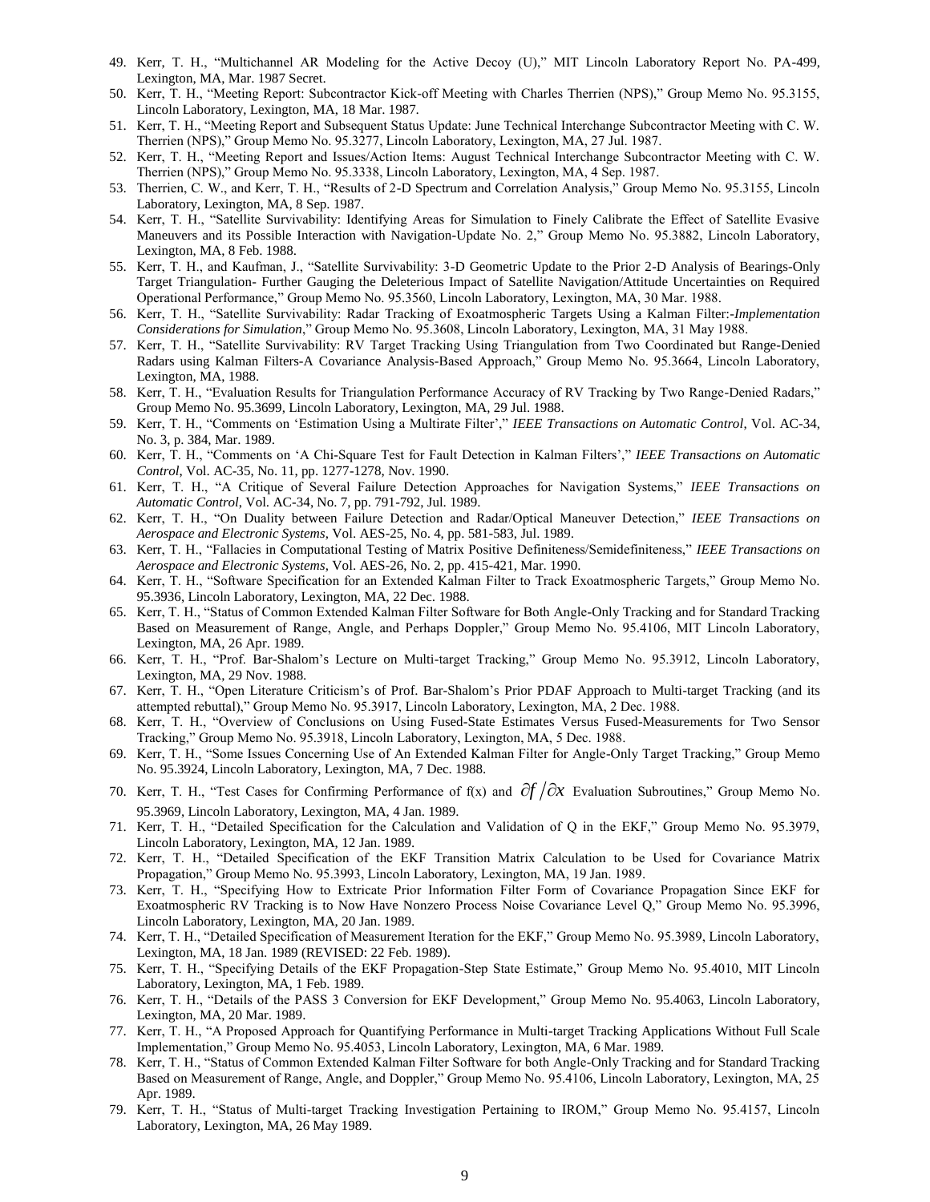49. Kerr, T. H., "Multichannel AR Modeling for the Active Decoy (U)," MIT Lincoln Laboratory Report No. PA-499, Lexington, MA, Mar. 1987 Secret.
50. Kerr, T. H., "Meeting Report: Subcontractor Kick-off Meeting with Charles Therrien (NPS)," Group Memo No. 95.3155, Lincoln Laboratory, Lexington, MA, 18 Mar. 1987.
51. Kerr, T. H., "Meeting Report and Subsequent Status Update: June Technical Interchange Subcontractor Meeting with C. W. Therrien (NPS)," Group Memo No. 95.3277, Lincoln Laboratory, Lexington, MA, 27 Jul. 1987.
52. Kerr, T. H., "Meeting Report and Issues/Action Items: August Technical Interchange Subcontractor Meeting with C. W. Therrien (NPS)," Group Memo No. 95.3338, Lincoln Laboratory, Lexington, MA, 4 Sep. 1987.
53. Therrien, C. W., and Kerr, T. H., "Results of 2-D Spectrum and Correlation Analysis," Group Memo No. 95.3155, Lincoln Laboratory, Lexington, MA, 8 Sep. 1987.
54. Kerr, T. H., "Satellite Survivability: Identifying Areas for Simulation to Finely Calibrate the Effect of Satellite Evasive Maneuvers and its Possible Interaction with Navigation-Update No. 2," Group Memo No. 95.3882, Lincoln Laboratory, Lexington, MA, 8 Feb. 1988.
55. Kerr, T. H., and Kaufman, J., "Satellite Survivability: 3-D Geometric Update to the Prior 2-D Analysis of Bearings-Only Target Triangulation- Further Gauging the Deleterious Impact of Satellite Navigation/Attitude Uncertainties on Required Operational Performance," Group Memo No. 95.3560, Lincoln Laboratory, Lexington, MA, 30 Mar. 1988.
56. Kerr, T. H., "Satellite Survivability: Radar Tracking of Exoatmospheric Targets Using a Kalman Filter:-*Implementation Considerations for Simulation*," Group Memo No. 95.3608, Lincoln Laboratory, Lexington, MA, 31 May 1988.
57. Kerr, T. H., "Satellite Survivability: RV Target Tracking Using Triangulation from Two Coordinated but Range-Denied Radars using Kalman Filters-A Covariance Analysis-Based Approach," Group Memo No. 95.3664, Lincoln Laboratory, Lexington, MA, 1988.
58. Kerr, T. H., "Evaluation Results for Triangulation Performance Accuracy of RV Tracking by Two Range-Denied Radars," Group Memo No. 95.3699, Lincoln Laboratory, Lexington, MA, 29 Jul. 1988.
59. Kerr, T. H., "Comments on 'Estimation Using a Multirate Filter'," *IEEE Transactions on Automatic Control*, Vol. AC-34, No. 3, p. 384, Mar. 1989.
60. Kerr, T. H., "Comments on 'A Chi-Square Test for Fault Detection in Kalman Filters'," *IEEE Transactions on Automatic Control*, Vol. AC-35, No. 11, pp. 1277-1278, Nov. 1990.
61. Kerr, T. H., "A Critique of Several Failure Detection Approaches for Navigation Systems," *IEEE Transactions on Automatic Control*, Vol. AC-34, No. 7, pp. 791-792, Jul. 1989.
62. Kerr, T. H., "On Duality between Failure Detection and Radar/Optical Maneuver Detection," *IEEE Transactions on Aerospace and Electronic Systems*, Vol. AES-25, No. 4, pp. 581-583, Jul. 1989.
63. Kerr, T. H., "Fallacies in Computational Testing of Matrix Positive Definiteness/Semidefiniteness," *IEEE Transactions on Aerospace and Electronic Systems*, Vol. AES-26, No. 2, pp. 415-421, Mar. 1990.
64. Kerr, T. H., "Software Specification for an Extended Kalman Filter to Track Exoatmospheric Targets," Group Memo No. 95.3936, Lincoln Laboratory, Lexington, MA, 22 Dec. 1988.
65. Kerr, T. H., "Status of Common Extended Kalman Filter Software for Both Angle-Only Tracking and for Standard Tracking Based on Measurement of Range, Angle, and Perhaps Doppler," Group Memo No. 95.4106, MIT Lincoln Laboratory, Lexington, MA, 26 Apr. 1989.
66. Kerr, T. H., "Prof. Bar-Shalom's Lecture on Multi-target Tracking," Group Memo No. 95.3912, Lincoln Laboratory, Lexington, MA, 29 Nov. 1988.
67. Kerr, T. H., "Open Literature Criticism's of Prof. Bar-Shalom's Prior PDAF Approach to Multi-target Tracking (and its attempted rebuttal)," Group Memo No. 95.3917, Lincoln Laboratory, Lexington, MA, 2 Dec. 1988.
68. Kerr, T. H., "Overview of Conclusions on Using Fused-State Estimates Versus Fused-Measurements for Two Sensor Tracking," Group Memo No. 95.3918, Lincoln Laboratory, Lexington, MA, 5 Dec. 1988.
69. Kerr, T. H., "Some Issues Concerning Use of An Extended Kalman Filter for Angle-Only Target Tracking," Group Memo No. 95.3924, Lincoln Laboratory, Lexington, MA, 7 Dec. 1988.
70. Kerr, T. H., "Test Cases for Confirming Performance of f(x) and $\partial f / \partial x$ Evaluation Subroutines," Group Memo No. 95.3969, Lincoln Laboratory, Lexington, MA, 4 Jan. 1989.
71. Kerr, T. H., "Detailed Specification for the Calculation and Validation of Q in the EKF," Group Memo No. 95.3979, Lincoln Laboratory, Lexington, MA, 12 Jan. 1989.
72. Kerr, T. H., "Detailed Specification of the EKF Transition Matrix Calculation to be Used for Covariance Matrix Propagation," Group Memo No. 95.3993, Lincoln Laboratory, Lexington, MA, 19 Jan. 1989.
73. Kerr, T. H., "Specifying How to Extricate Prior Information Filter Form of Covariance Propagation Since EKF for Exoatmospheric RV Tracking is to Now Have Nonzero Process Noise Covariance Level Q," Group Memo No. 95.3996, Lincoln Laboratory, Lexington, MA, 20 Jan. 1989.
74. Kerr, T. H., "Detailed Specification of Measurement Iteration for the EKF," Group Memo No. 95.3989, Lincoln Laboratory, Lexington, MA, 18 Jan. 1989 (REVISED: 22 Feb. 1989).
75. Kerr, T. H., "Specifying Details of the EKF Propagation-Step State Estimate," Group Memo No. 95.4010, MIT Lincoln Laboratory, Lexington, MA, 1 Feb. 1989.
76. Kerr, T. H., "Details of the PASS 3 Conversion for EKF Development," Group Memo No. 95.4063, Lincoln Laboratory, Lexington, MA, 20 Mar. 1989.
77. Kerr, T. H., "A Proposed Approach for Quantifying Performance in Multi-target Tracking Applications Without Full Scale Implementation," Group Memo No. 95.4053, Lincoln Laboratory, Lexington, MA, 6 Mar. 1989.
78. Kerr, T. H., "Status of Common Extended Kalman Filter Software for both Angle-Only Tracking and for Standard Tracking Based on Measurement of Range, Angle, and Doppler," Group Memo No. 95.4106, Lincoln Laboratory, Lexington, MA, 25 Apr. 1989.
79. Kerr, T. H., "Status of Multi-target Tracking Investigation Pertaining to IROM," Group Memo No. 95.4157, Lincoln Laboratory, Lexington, MA, 26 May 1989.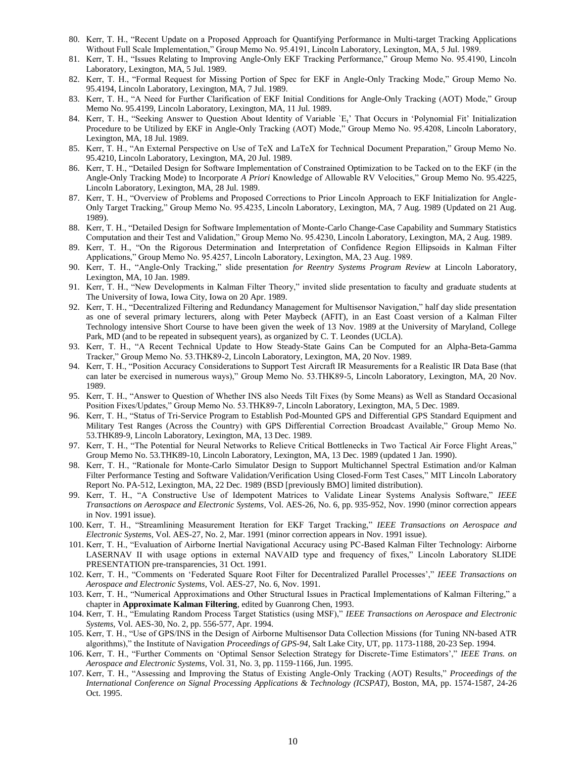80. Kerr, T. H., "Recent Update on a Proposed Approach for Quantifying Performance in Multi-target Tracking Applications Without Full Scale Implementation," Group Memo No. 95.4191, Lincoln Laboratory, Lexington, MA, 5 Jul. 1989.
81. Kerr, T. H., "Issues Relating to Improving Angle-Only EKF Tracking Performance," Group Memo No. 95.4190, Lincoln Laboratory, Lexington, MA, 5 Jul. 1989.
82. Kerr, T. H., "Formal Request for Missing Portion of Spec for EKF in Angle-Only Tracking Mode," Group Memo No. 95.4194, Lincoln Laboratory, Lexington, MA, 7 Jul. 1989.
83. Kerr, T. H., "A Need for Further Clarification of EKF Initial Conditions for Angle-Only Tracking (AOT) Mode," Group Memo No. 95.4199, Lincoln Laboratory, Lexington, MA, 11 Jul. 1989.
84. Kerr, T. H., "Seeking Answer to Question About Identity of Variable `$E_t$' That Occurs in 'Polynomial Fit' Initialization Procedure to be Utilized by EKF in Angle-Only Tracking (AOT) Mode," Group Memo No. 95.4208, Lincoln Laboratory, Lexington, MA, 18 Jul. 1989.
85. Kerr, T. H., "An External Perspective on Use of TeX and LaTeX for Technical Document Preparation," Group Memo No. 95.4210, Lincoln Laboratory, Lexington, MA, 20 Jul. 1989.
86. Kerr, T. H., "Detailed Design for Software Implementation of Constrained Optimization to be Tacked on to the EKF (in the Angle-Only Tracking Mode) to Incorporate *A Priori* Knowledge of Allowable RV Velocities," Group Memo No. 95.4225, Lincoln Laboratory, Lexington, MA, 28 Jul. 1989.
87. Kerr, T. H., "Overview of Problems and Proposed Corrections to Prior Lincoln Approach to EKF Initialization for Angle-Only Target Tracking," Group Memo No. 95.4235, Lincoln Laboratory, Lexington, MA, 7 Aug. 1989 (Updated on 21 Aug. 1989).
88. Kerr, T. H., "Detailed Design for Software Implementation of Monte-Carlo Change-Case Capability and Summary Statistics Computation and their Test and Validation," Group Memo No. 95.4230, Lincoln Laboratory, Lexington, MA, 2 Aug. 1989.
89. Kerr, T. H., "On the Rigorous Determination and Interpretation of Confidence Region Ellipsoids in Kalman Filter Applications," Group Memo No. 95.4257, Lincoln Laboratory, Lexington, MA, 23 Aug. 1989.
90. Kerr, T. H., "Angle-Only Tracking," slide presentation *for Reentry Systems Program Review* at Lincoln Laboratory, Lexington, MA, 10 Jan. 1989.
91. Kerr, T. H., "New Developments in Kalman Filter Theory," invited slide presentation to faculty and graduate students at The University of Iowa, Iowa City, Iowa on 20 Apr. 1989.
92. Kerr, T. H., "Decentralized Filtering and Redundancy Management for Multisensor Navigation," half day slide presentation as one of several primary lecturers, along with Peter Maybeck (AFIT), in an East Coast version of a Kalman Filter Technology intensive Short Course to have been given the week of 13 Nov. 1989 at the University of Maryland, College Park, MD (and to be repeated in subsequent years), as organized by C. T. Leondes (UCLA).
93. Kerr, T. H., "A Recent Technical Update to How Steady-State Gains Can be Computed for an Alpha-Beta-Gamma Tracker," Group Memo No. 53.THK89-2, Lincoln Laboratory, Lexington, MA, 20 Nov. 1989.
94. Kerr, T. H., "Position Accuracy Considerations to Support Test Aircraft IR Measurements for a Realistic IR Data Base (that can later be exercised in numerous ways)," Group Memo No. 53.THK89-5, Lincoln Laboratory, Lexington, MA, 20 Nov. 1989.
95. Kerr, T. H., "Answer to Question of Whether INS also Needs Tilt Fixes (by Some Means) as Well as Standard Occasional Position Fixes/Updates," Group Memo No. 53.THK89-7, Lincoln Laboratory, Lexington, MA, 5 Dec. 1989.
96. Kerr, T. H., "Status of Tri-Service Program to Establish Pod-Mounted GPS and Differential GPS Standard Equipment and Military Test Ranges (Across the Country) with GPS Differential Correction Broadcast Available," Group Memo No. 53.THK89-9, Lincoln Laboratory, Lexington, MA, 13 Dec. 1989.
97. Kerr, T. H., "The Potential for Neural Networks to Relieve Critical Bottlenecks in Two Tactical Air Force Flight Areas," Group Memo No. 53.THK89-10, Lincoln Laboratory, Lexington, MA, 13 Dec. 1989 (updated 1 Jan. 1990).
98. Kerr, T. H., "Rationale for Monte-Carlo Simulator Design to Support Multichannel Spectral Estimation and/or Kalman Filter Performance Testing and Software Validation/Verification Using Closed-Form Test Cases," MIT Lincoln Laboratory Report No. PA-512, Lexington, MA, 22 Dec. 1989 (BSD [previously BMO] limited distribution).
99. Kerr, T. H., "A Constructive Use of Idempotent Matrices to Validate Linear Systems Analysis Software," *IEEE Transactions on Aerospace and Electronic Systems*, Vol. AES-26, No. 6, pp. 935-952, Nov. 1990 (minor correction appears in Nov. 1991 issue).
100. Kerr, T. H., "Streamlining Measurement Iteration for EKF Target Tracking," *IEEE Transactions on Aerospace and Electronic Systems*, Vol. AES-27, No. 2, Mar. 1991 (minor correction appears in Nov. 1991 issue).
101. Kerr, T. H., "Evaluation of Airborne Inertial Navigational Accuracy using PC-Based Kalman Filter Technology: Airborne LASERNAV II with usage options in external NAVAID type and frequency of fixes," Lincoln Laboratory SLIDE PRESENTATION pre-transparencies, 31 Oct. 1991.
102. Kerr, T. H., "Comments on 'Federated Square Root Filter for Decentralized Parallel Processes'," *IEEE Transactions on Aerospace and Electronic Systems*, Vol. AES-27, No. 6, Nov. 1991.
103. Kerr, T. H., "Numerical Approximations and Other Structural Issues in Practical Implementations of Kalman Filtering," a chapter in **Approximate Kalman Filtering**, edited by Guanrong Chen, 1993.
104. Kerr, T. H., "Emulating Random Process Target Statistics (using MSF)," *IEEE Transactions on Aerospace and Electronic Systems*, Vol. AES-30, No. 2, pp. 556-577, Apr. 1994.
105. Kerr, T. H., "Use of GPS/INS in the Design of Airborne Multisensor Data Collection Missions (for Tuning NN-based ATR algorithms)," the Institute of Navigation *Proceedings of GPS-94*, Salt Lake City, UT, pp. 1173-1188, 20-23 Sep. 1994.
106. Kerr, T. H., "Further Comments on 'Optimal Sensor Selection Strategy for Discrete-Time Estimators'," *IEEE Trans. on Aerospace and Electronic Systems*, Vol. 31, No. 3, pp. 1159-1166, Jun. 1995.
107. Kerr, T. H., "Assessing and Improving the Status of Existing Angle-Only Tracking (AOT) Results," *Proceedings of the International Conference on Signal Processing Applications & Technology (ICSPAT)*, Boston, MA, pp. 1574-1587, 24-26 Oct. 1995.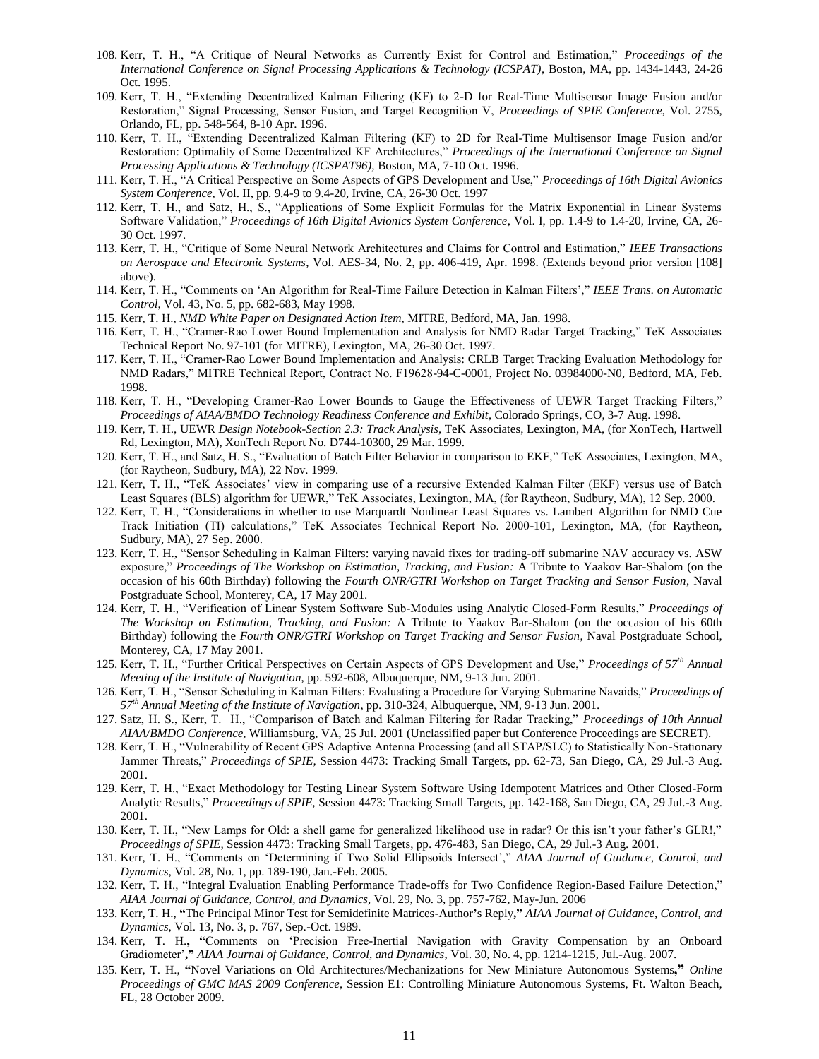108. Kerr, T. H., “A Critique of Neural Networks as Currently Exist for Control and Estimation,” *Proceedings of the International Conference on Signal Processing Applications & Technology (ICSPAT)*, Boston, MA, pp. 1434-1443, 24-26 Oct. 1995.
109. Kerr, T. H., “Extending Decentralized Kalman Filtering (KF) to 2-D for Real-Time Multisensor Image Fusion and/or Restoration,” Signal Processing, Sensor Fusion, and Target Recognition V, *Proceedings of SPIE Conference*, Vol. 2755, Orlando, FL, pp. 548-564, 8-10 Apr. 1996.
110. Kerr, T. H., “Extending Decentralized Kalman Filtering (KF) to 2D for Real-Time Multisensor Image Fusion and/or Restoration: Optimality of Some Decentralized KF Architectures,” *Proceedings of the International Conference on Signal Processing Applications & Technology (ICSPAT96)*, Boston, MA, 7-10 Oct. 1996.
111. Kerr, T. H., “A Critical Perspective on Some Aspects of GPS Development and Use,” *Proceedings of 16th Digital Avionics System Conference*, Vol. II, pp. 9.4-9 to 9.4-20, Irvine, CA, 26-30 Oct. 1997
112. Kerr, T. H., and Satz, H., S., “Applications of Some Explicit Formulas for the Matrix Exponential in Linear Systems Software Validation,” *Proceedings of 16th Digital Avionics System Conference*, Vol. I, pp. 1.4-9 to 1.4-20, Irvine, CA, 26-30 Oct. 1997.
113. Kerr, T. H., “Critique of Some Neural Network Architectures and Claims for Control and Estimation,” *IEEE Transactions on Aerospace and Electronic Systems*, Vol. AES-34, No. 2, pp. 406-419, Apr. 1998. (Extends beyond prior version [108] above).
114. Kerr, T. H., “Comments on ‘An Algorithm for Real-Time Failure Detection in Kalman Filters’,” *IEEE Trans. on Automatic Control*, Vol. 43, No. 5, pp. 682-683, May 1998.
115. Kerr, T. H., *NMD White Paper on Designated Action Item*, MITRE, Bedford, MA, Jan. 1998.
116. Kerr, T. H., “Cramer-Rao Lower Bound Implementation and Analysis for NMD Radar Target Tracking,” TeK Associates Technical Report No. 97-101 (for MITRE), Lexington, MA, 26-30 Oct. 1997.
117. Kerr, T. H., “Cramer-Rao Lower Bound Implementation and Analysis: CRLB Target Tracking Evaluation Methodology for NMD Radars,” MITRE Technical Report, Contract No. F19628-94-C-0001, Project No. 03984000-N0, Bedford, MA, Feb. 1998.
118. Kerr, T. H., “Developing Cramer-Rao Lower Bounds to Gauge the Effectiveness of UEWR Target Tracking Filters,” *Proceedings of AIAA/BMDO Technology Readiness Conference and Exhibit*, Colorado Springs, CO, 3-7 Aug. 1998.
119. Kerr, T. H., UEWR *Design Notebook-Section 2.3: Track Analysis*, TeK Associates, Lexington, MA, (for XonTech, Hartwell Rd, Lexington, MA), XonTech Report No. D744-10300, 29 Mar. 1999.
120. Kerr, T. H., and Satz, H. S., “Evaluation of Batch Filter Behavior in comparison to EKF,” TeK Associates, Lexington, MA, (for Raytheon, Sudbury, MA), 22 Nov. 1999.
121. Kerr, T. H., “TeK Associates’ view in comparing use of a recursive Extended Kalman Filter (EKF) versus use of Batch Least Squares (BLS) algorithm for UEWR,” TeK Associates, Lexington, MA, (for Raytheon, Sudbury, MA), 12 Sep. 2000.
122. Kerr, T. H., “Considerations in whether to use Marquardt Nonlinear Least Squares vs. Lambert Algorithm for NMD Cue Track Initiation (TI) calculations,” TeK Associates Technical Report No. 2000-101, Lexington, MA, (for Raytheon, Sudbury, MA), 27 Sep. 2000.
123. Kerr, T. H., “Sensor Scheduling in Kalman Filters: varying navaid fixes for trading-off submarine NAV accuracy vs. ASW exposure,” *Proceedings of The Workshop on Estimation, Tracking, and Fusion:* A Tribute to Yaakov Bar-Shalom (on the occasion of his 60th Birthday) following the *Fourth ONR/GTRI Workshop on Target Tracking and Sensor Fusion*, Naval Postgraduate School, Monterey, CA, 17 May 2001.
124. Kerr, T. H., “Verification of Linear System Software Sub-Modules using Analytic Closed-Form Results,” *Proceedings of The Workshop on Estimation, Tracking, and Fusion:* A Tribute to Yaakov Bar-Shalom (on the occasion of his 60th Birthday) following the *Fourth ONR/GTRI Workshop on Target Tracking and Sensor Fusion*, Naval Postgraduate School, Monterey, CA, 17 May 2001.
125. Kerr, T. H., “Further Critical Perspectives on Certain Aspects of GPS Development and Use,” *Proceedings of 57th Annual Meeting of the Institute of Navigation*, pp. 592-608, Albuquerque, NM, 9-13 Jun. 2001.
126. Kerr, T. H., “Sensor Scheduling in Kalman Filters: Evaluating a Procedure for Varying Submarine Navaids,” *Proceedings of 57th Annual Meeting of the Institute of Navigation*, pp. 310-324, Albuquerque, NM, 9-13 Jun. 2001.
127. Satz, H. S., Kerr, T. H., “Comparison of Batch and Kalman Filtering for Radar Tracking,” *Proceedings of 10th Annual AIAA/BMDO Conference*, Williamsburg, VA, 25 Jul. 2001 (Unclassified paper but Conference Proceedings are SECRET).
128. Kerr, T. H., “Vulnerability of Recent GPS Adaptive Antenna Processing (and all STAP/SLC) to Statistically Non-Stationary Jammer Threats,” *Proceedings of SPIE*, Session 4473: Tracking Small Targets, pp. 62-73, San Diego, CA, 29 Jul.-3 Aug. 2001.
129. Kerr, T. H., “Exact Methodology for Testing Linear System Software Using Idempotent Matrices and Other Closed-Form Analytic Results,” *Proceedings of SPIE*, Session 4473: Tracking Small Targets, pp. 142-168, San Diego, CA, 29 Jul.-3 Aug. 2001.
130. Kerr, T. H., “New Lamps for Old: a shell game for generalized likelihood use in radar? Or this isn’t your father’s GLR!,” *Proceedings of SPIE*, Session 4473: Tracking Small Targets, pp. 476-483, San Diego, CA, 29 Jul.-3 Aug. 2001.
131. Kerr, T. H., “Comments on ‘Determining if Two Solid Ellipsoids Intersect’,” *AIAA Journal of Guidance, Control, and Dynamics*, Vol. 28, No. 1, pp. 189-190, Jan.-Feb. 2005.
132. Kerr, T. H., “Integral Evaluation Enabling Performance Trade-offs for Two Confidence Region-Based Failure Detection,” *AIAA Journal of Guidance, Control, and Dynamics*, Vol. 29, No. 3, pp. 757-762, May-Jun. 2006
133. Kerr, T. H., **“**The Principal Minor Test for Semidefinite Matrices-Author**’**s Reply**,”** *AIAA Journal of Guidance, Control, and Dynamics*, Vol. 13, No. 3, p. 767, Sep.-Oct. 1989.
134. Kerr, T. H.**, “**Comments on ‘Precision Free-Inertial Navigation with Gravity Compensation by an Onboard Gradiometer’**,”** *AIAA Journal of Guidance, Control, and Dynamics*, Vol. 30, No. 4, pp. 1214-1215, Jul.-Aug. 2007.
135. Kerr, T. H., **“**Novel Variations on Old Architectures/Mechanizations for New Miniature Autonomous Systems**,”** *Online Proceedings of GMC MAS 2009 Conference*, Session E1: Controlling Miniature Autonomous Systems, Ft. Walton Beach, FL, 28 October 2009.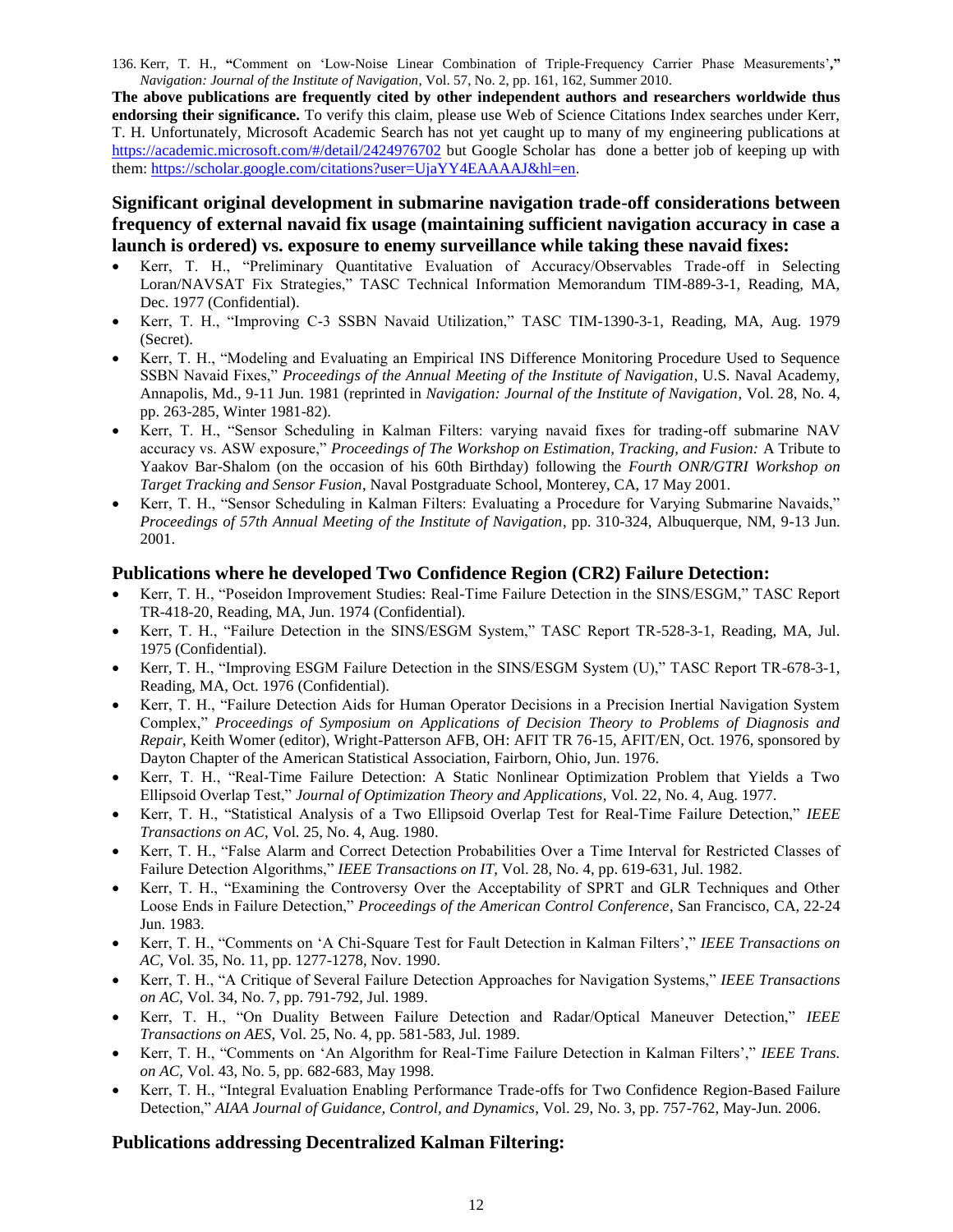136. Kerr, T. H., **"**Comment on 'Low-Noise Linear Combination of Triple-Frequency Carrier Phase Measurements'**,"** *Navigation: Journal of the Institute of Navigation*, Vol. 57, No. 2, pp. 161, 162, Summer 2010.

**The above publications are frequently cited by other independent authors and researchers worldwide thus endorsing their significance.** To verify this claim, please use Web of Science Citations Index searches under Kerr, T. H. Unfortunately, Microsoft Academic Search has not yet caught up to many of my engineering publications at https://academic.microsoft.com/#/detail/2424976702 but Google Scholar has done a better job of keeping up with them: https://scholar.google.com/citations?user=UjaYY4EAAAAJ&hl=en.

### Significant original development in submarine navigation trade-off considerations between frequency of external navaid fix usage (maintaining sufficient navigation accuracy in case a launch is ordered) vs. exposure to enemy surveillance while taking these navaid fixes:

- Kerr, T. H., "Preliminary Quantitative Evaluation of Accuracy/Observables Trade-off in Selecting Loran/NAVSAT Fix Strategies," TASC Technical Information Memorandum TIM-889-3-1, Reading, MA, Dec. 1977 (Confidential).
- Kerr, T. H., "Improving C-3 SSBN Navaid Utilization," TASC TIM-1390-3-1, Reading, MA, Aug. 1979 (Secret).
- Kerr, T. H., "Modeling and Evaluating an Empirical INS Difference Monitoring Procedure Used to Sequence SSBN Navaid Fixes," *Proceedings of the Annual Meeting of the Institute of Navigation*, U.S. Naval Academy, Annapolis, Md., 9-11 Jun. 1981 (reprinted in *Navigation: Journal of the Institute of Navigation*, Vol. 28, No. 4, pp. 263-285, Winter 1981-82).
- Kerr, T. H., "Sensor Scheduling in Kalman Filters: varying navaid fixes for trading-off submarine NAV accuracy vs. ASW exposure," *Proceedings of The Workshop on Estimation, Tracking, and Fusion:* A Tribute to Yaakov Bar-Shalom (on the occasion of his 60th Birthday) following the *Fourth ONR/GTRI Workshop on Target Tracking and Sensor Fusion*, Naval Postgraduate School, Monterey, CA, 17 May 2001.
- Kerr, T. H., "Sensor Scheduling in Kalman Filters: Evaluating a Procedure for Varying Submarine Navaids," *Proceedings of 57th Annual Meeting of the Institute of Navigation*, pp. 310-324, Albuquerque, NM, 9-13 Jun. 2001.

### Publications where he developed Two Confidence Region (CR2) Failure Detection:

- Kerr, T. H., "Poseidon Improvement Studies: Real-Time Failure Detection in the SINS/ESGM," TASC Report TR-418-20, Reading, MA, Jun. 1974 (Confidential).
- Kerr, T. H., "Failure Detection in the SINS/ESGM System," TASC Report TR-528-3-1, Reading, MA, Jul. 1975 (Confidential).
- Kerr, T. H., "Improving ESGM Failure Detection in the SINS/ESGM System (U)," TASC Report TR-678-3-1, Reading, MA, Oct. 1976 (Confidential).
- Kerr, T. H., "Failure Detection Aids for Human Operator Decisions in a Precision Inertial Navigation System Complex," *Proceedings of Symposium on Applications of Decision Theory to Problems of Diagnosis and Repair*, Keith Womer (editor), Wright-Patterson AFB, OH: AFIT TR 76-15, AFIT/EN, Oct. 1976, sponsored by Dayton Chapter of the American Statistical Association, Fairborn, Ohio, Jun. 1976.
- Kerr, T. H., "Real-Time Failure Detection: A Static Nonlinear Optimization Problem that Yields a Two Ellipsoid Overlap Test," *Journal of Optimization Theory and Applications*, Vol. 22, No. 4, Aug. 1977.
- Kerr, T. H., "Statistical Analysis of a Two Ellipsoid Overlap Test for Real-Time Failure Detection," *IEEE Transactions on AC*, Vol. 25, No. 4, Aug. 1980.
- Kerr, T. H., "False Alarm and Correct Detection Probabilities Over a Time Interval for Restricted Classes of Failure Detection Algorithms," *IEEE Transactions on IT*, Vol. 28, No. 4, pp. 619-631, Jul. 1982.
- Kerr, T. H., "Examining the Controversy Over the Acceptability of SPRT and GLR Techniques and Other Loose Ends in Failure Detection," *Proceedings of the American Control Conference*, San Francisco, CA, 22-24 Jun. 1983.
- Kerr, T. H., "Comments on 'A Chi-Square Test for Fault Detection in Kalman Filters'," *IEEE Transactions on AC*, Vol. 35, No. 11, pp. 1277-1278, Nov. 1990.
- Kerr, T. H., "A Critique of Several Failure Detection Approaches for Navigation Systems," *IEEE Transactions on AC*, Vol. 34, No. 7, pp. 791-792, Jul. 1989.
- Kerr, T. H., "On Duality Between Failure Detection and Radar/Optical Maneuver Detection," *IEEE Transactions on AES*, Vol. 25, No. 4, pp. 581-583, Jul. 1989.
- Kerr, T. H., "Comments on 'An Algorithm for Real-Time Failure Detection in Kalman Filters'," *IEEE Trans. on AC*, Vol. 43, No. 5, pp. 682-683, May 1998.
- Kerr, T. H., "Integral Evaluation Enabling Performance Trade-offs for Two Confidence Region-Based Failure Detection," *AIAA Journal of Guidance, Control, and Dynamics*, Vol. 29, No. 3, pp. 757-762, May-Jun. 2006.

### Publications addressing Decentralized Kalman Filtering: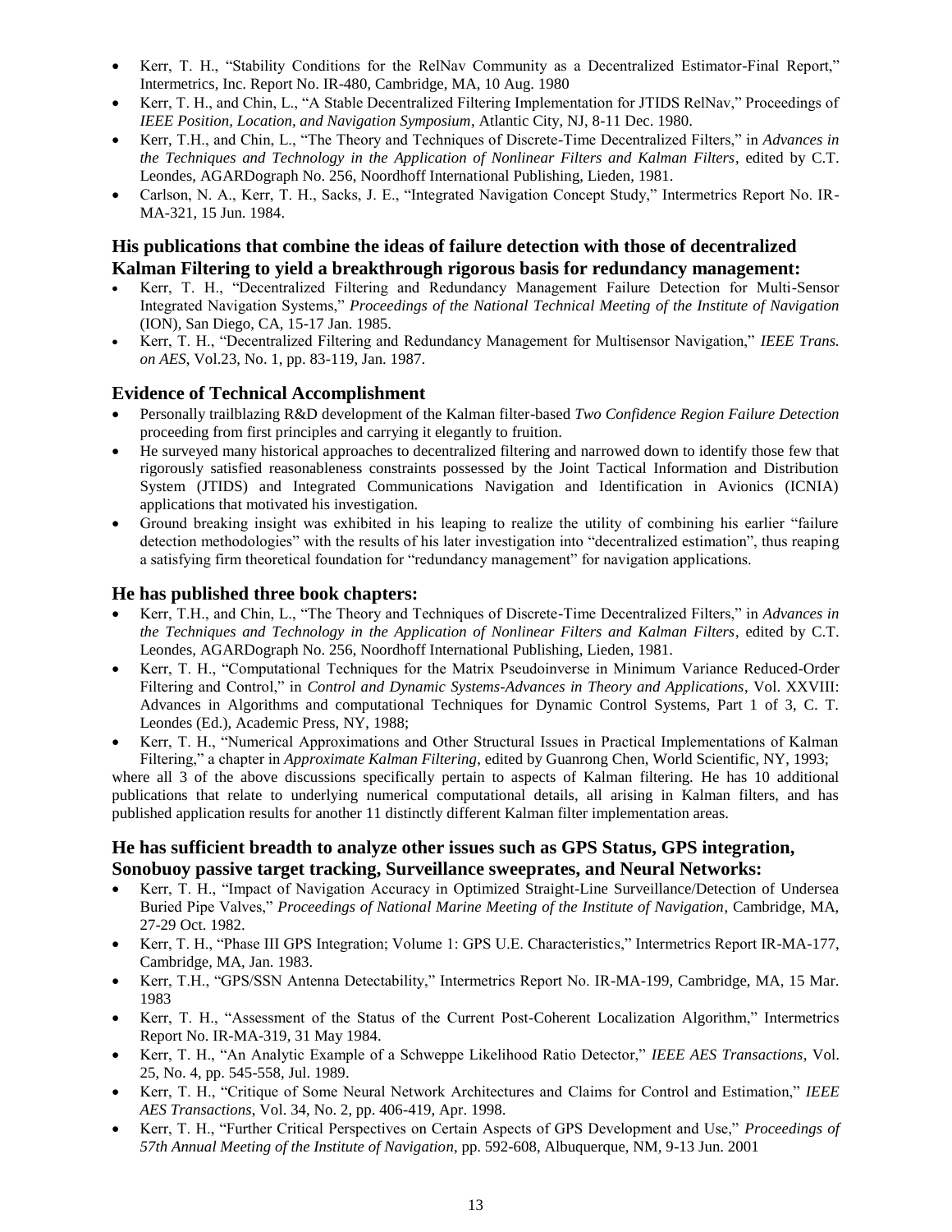- Kerr, T. H., "Stability Conditions for the RelNav Community as a Decentralized Estimator-Final Report," Intermetrics, Inc. Report No. IR-480, Cambridge, MA, 10 Aug. 1980
- Kerr, T. H., and Chin, L., "A Stable Decentralized Filtering Implementation for JTIDS RelNav," Proceedings of *IEEE Position, Location, and Navigation Symposium*, Atlantic City, NJ, 8-11 Dec. 1980.
- Kerr, T.H., and Chin, L., "The Theory and Techniques of Discrete-Time Decentralized Filters," in *Advances in the Techniques and Technology in the Application of Nonlinear Filters and Kalman Filters*, edited by C.T. Leondes, AGARDograph No. 256, Noordhoff International Publishing, Lieden, 1981.
- Carlson, N. A., Kerr, T. H., Sacks, J. E., "Integrated Navigation Concept Study," Intermetrics Report No. IR-MA-321, 15 Jun. 1984.

### His publications that combine the ideas of failure detection with those of decentralized Kalman Filtering to yield a breakthrough rigorous basis for redundancy management:

- Kerr, T. H., "Decentralized Filtering and Redundancy Management Failure Detection for Multi-Sensor Integrated Navigation Systems," *Proceedings of the National Technical Meeting of the Institute of Navigation* (ION), San Diego, CA, 15-17 Jan. 1985.
- Kerr, T. H., "Decentralized Filtering and Redundancy Management for Multisensor Navigation," *IEEE Trans. on AES*, Vol.23, No. 1, pp. 83-119, Jan. 1987.

### Evidence of Technical Accomplishment

- Personally trailblazing R&D development of the Kalman filter-based *Two Confidence Region Failure Detection* proceeding from first principles and carrying it elegantly to fruition.
- He surveyed many historical approaches to decentralized filtering and narrowed down to identify those few that rigorously satisfied reasonableness constraints possessed by the Joint Tactical Information and Distribution System (JTIDS) and Integrated Communications Navigation and Identification in Avionics (ICNIA) applications that motivated his investigation.
- Ground breaking insight was exhibited in his leaping to realize the utility of combining his earlier "failure detection methodologies" with the results of his later investigation into "decentralized estimation", thus reaping a satisfying firm theoretical foundation for "redundancy management" for navigation applications.

### He has published three book chapters:

- Kerr, T.H., and Chin, L., "The Theory and Techniques of Discrete-Time Decentralized Filters," in *Advances in the Techniques and Technology in the Application of Nonlinear Filters and Kalman Filters*, edited by C.T. Leondes, AGARDograph No. 256, Noordhoff International Publishing, Lieden, 1981.
- Kerr, T. H., "Computational Techniques for the Matrix Pseudoinverse in Minimum Variance Reduced-Order Filtering and Control," in *Control and Dynamic Systems-Advances in Theory and Applications*, Vol. XXVIII: Advances in Algorithms and computational Techniques for Dynamic Control Systems, Part 1 of 3, C. T. Leondes (Ed.), Academic Press, NY, 1988;
- Kerr, T. H., "Numerical Approximations and Other Structural Issues in Practical Implementations of Kalman Filtering," a chapter in *Approximate Kalman Filtering*, edited by Guanrong Chen, World Scientific, NY, 1993;

where all 3 of the above discussions specifically pertain to aspects of Kalman filtering. He has 10 additional publications that relate to underlying numerical computational details, all arising in Kalman filters, and has published application results for another 11 distinctly different Kalman filter implementation areas.

### He has sufficient breadth to analyze other issues such as GPS Status, GPS integration, Sonobuoy passive target tracking, Surveillance sweeprates, and Neural Networks:

- Kerr, T. H., "Impact of Navigation Accuracy in Optimized Straight-Line Surveillance/Detection of Undersea Buried Pipe Valves," *Proceedings of National Marine Meeting of the Institute of Navigation*, Cambridge, MA, 27-29 Oct. 1982.
- Kerr, T. H., "Phase III GPS Integration; Volume 1: GPS U.E. Characteristics," Intermetrics Report IR-MA-177, Cambridge, MA, Jan. 1983.
- Kerr, T.H., "GPS/SSN Antenna Detectability," Intermetrics Report No. IR-MA-199, Cambridge, MA, 15 Mar. 1983
- Kerr, T. H., "Assessment of the Status of the Current Post-Coherent Localization Algorithm," Intermetrics Report No. IR-MA-319, 31 May 1984.
- Kerr, T. H., "An Analytic Example of a Schweppe Likelihood Ratio Detector," *IEEE AES Transactions*, Vol. 25, No. 4, pp. 545-558, Jul. 1989.
- Kerr, T. H., "Critique of Some Neural Network Architectures and Claims for Control and Estimation," *IEEE AES Transactions*, Vol. 34, No. 2, pp. 406-419, Apr. 1998.
- Kerr, T. H., "Further Critical Perspectives on Certain Aspects of GPS Development and Use," *Proceedings of 57th Annual Meeting of the Institute of Navigation*, pp. 592-608, Albuquerque, NM, 9-13 Jun. 2001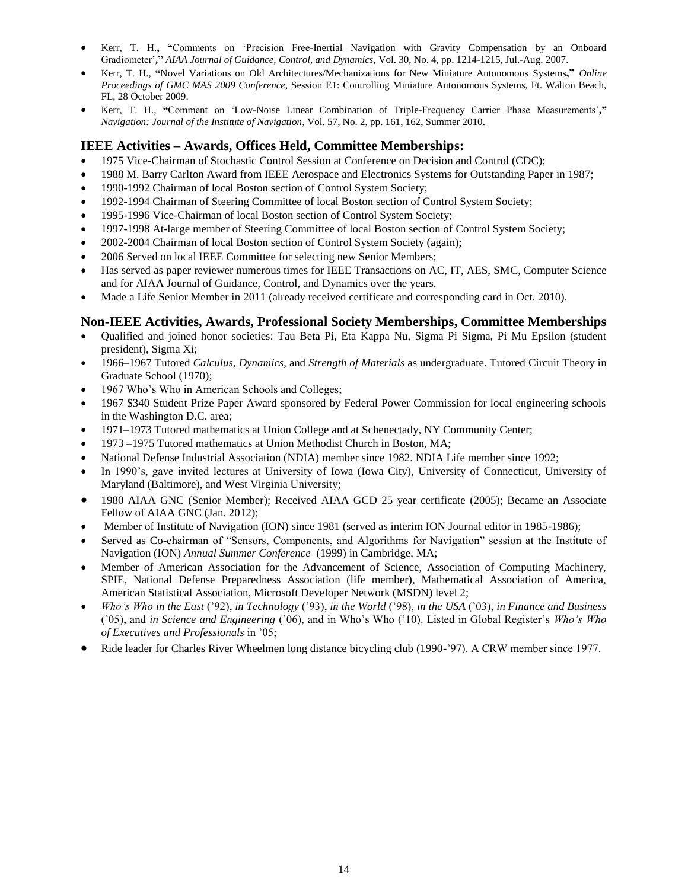- Kerr, T. H., **"**Comments on 'Precision Free-Inertial Navigation with Gravity Compensation by an Onboard Gradiometer',**"** *AIAA Journal of Guidance, Control, and Dynamics*, Vol. 30, No. 4, pp. 1214-1215, Jul.-Aug. 2007.
- Kerr, T. H., **"**Novel Variations on Old Architectures/Mechanizations for New Miniature Autonomous Systems**,"** *Online Proceedings of GMC MAS 2009 Conference*, Session E1: Controlling Miniature Autonomous Systems, Ft. Walton Beach, FL, 28 October 2009.
- Kerr, T. H., **"**Comment on 'Low-Noise Linear Combination of Triple-Frequency Carrier Phase Measurements',**"** *Navigation: Journal of the Institute of Navigation*, Vol. 57, No. 2, pp. 161, 162, Summer 2010.

## IEEE Activities – Awards, Offices Held, Committee Memberships:

- 1975 Vice-Chairman of Stochastic Control Session at Conference on Decision and Control (CDC);
- 1988 M. Barry Carlton Award from IEEE Aerospace and Electronics Systems for Outstanding Paper in 1987;
- 1990-1992 Chairman of local Boston section of Control System Society;
- 1992-1994 Chairman of Steering Committee of local Boston section of Control System Society;
- 1995-1996 Vice-Chairman of local Boston section of Control System Society;
- 1997-1998 At-large member of Steering Committee of local Boston section of Control System Society;
- 2002-2004 Chairman of local Boston section of Control System Society (again);
- 2006 Served on local IEEE Committee for selecting new Senior Members;
- Has served as paper reviewer numerous times for IEEE Transactions on AC, IT, AES, SMC, Computer Science and for AIAA Journal of Guidance, Control, and Dynamics over the years.
- Made a Life Senior Member in 2011 (already received certificate and corresponding card in Oct. 2010).

## Non-IEEE Activities, Awards, Professional Society Memberships, Committee Memberships

- Qualified and joined honor societies: Tau Beta Pi, Eta Kappa Nu, Sigma Pi Sigma, Pi Mu Epsilon (student president), Sigma Xi;
- 1966–1967 Tutored *Calculus*, *Dynamics*, and *Strength of Materials* as undergraduate. Tutored Circuit Theory in Graduate School (1970);
- 1967 Who's Who in American Schools and Colleges;
- 1967 $340 Student Prize Paper Award sponsored by Federal Power Commission for local engineering schools in the Washington D.C. area;
- 1971–1973 Tutored mathematics at Union College and at Schenectady, NY Community Center;
- 1973 –1975 Tutored mathematics at Union Methodist Church in Boston, MA;
- National Defense Industrial Association (NDIA) member since 1982. NDIA Life member since 1992;
- In 1990's, gave invited lectures at University of Iowa (Iowa City), University of Connecticut, University of Maryland (Baltimore), and West Virginia University;
- 1980 AIAA GNC (Senior Member); Received AIAA GCD 25 year certificate (2005); Became an Associate Fellow of AIAA GNC (Jan. 2012);
- Member of Institute of Navigation (ION) since 1981 (served as interim ION Journal editor in 1985-1986);
- Served as Co-chairman of "Sensors, Components, and Algorithms for Navigation" session at the Institute of Navigation (ION) *Annual Summer Conference* (1999) in Cambridge, MA;
- Member of American Association for the Advancement of Science, Association of Computing Machinery, SPIE, National Defense Preparedness Association (life member), Mathematical Association of America, American Statistical Association, Microsoft Developer Network (MSDN) level 2;
- *Who's Who in the East* ('92), *in Technology* ('93), *in the World* ('98), *in the USA* ('03), *in Finance and Business* ('05), and *in Science and Engineering* ('06), and in Who's Who ('10). Listed in Global Register's *Who's Who of Executives and Professionals* in '05;
- Ride leader for Charles River Wheelmen long distance bicycling club (1990-'97). A CRW member since 1977.